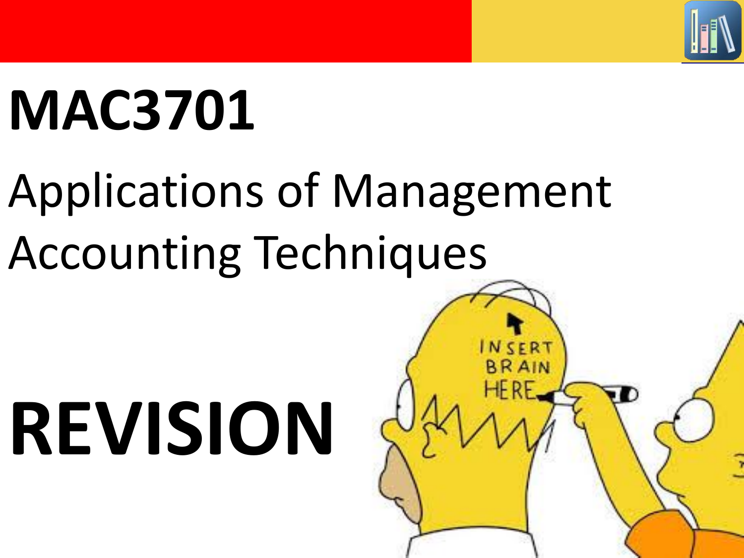# MAC3701

## Applications of Management Accounting Techniques

# REVISION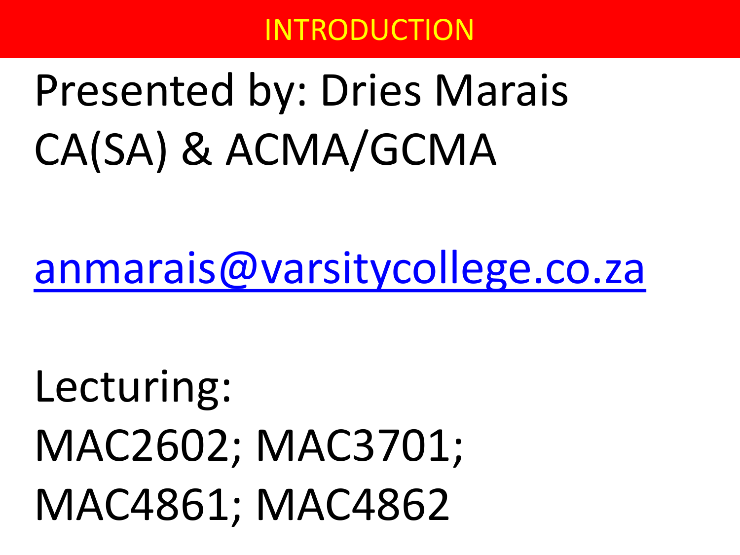# INTRODUCTION

Presented by: Dries Marais
CA(SA) & ACMA/GCMA

anmarais@varsitycollege.co.za

Lecturing:
MAC2602; MAC3701;
MAC4861; MAC4862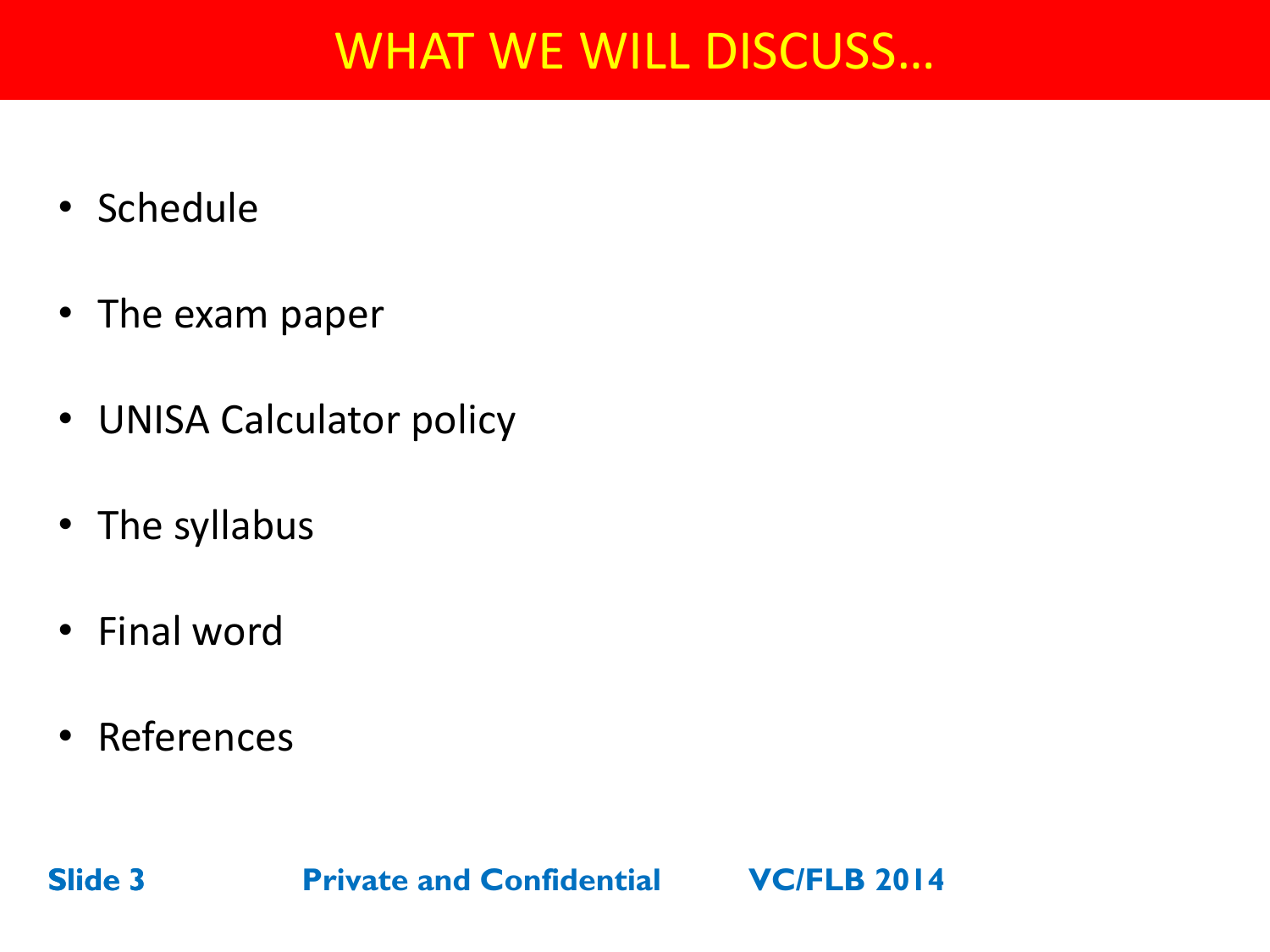# WHAT WE WILL DISCUSS…

- Schedule
- The exam paper
- UNISA Calculator policy
- The syllabus
- Final word
- References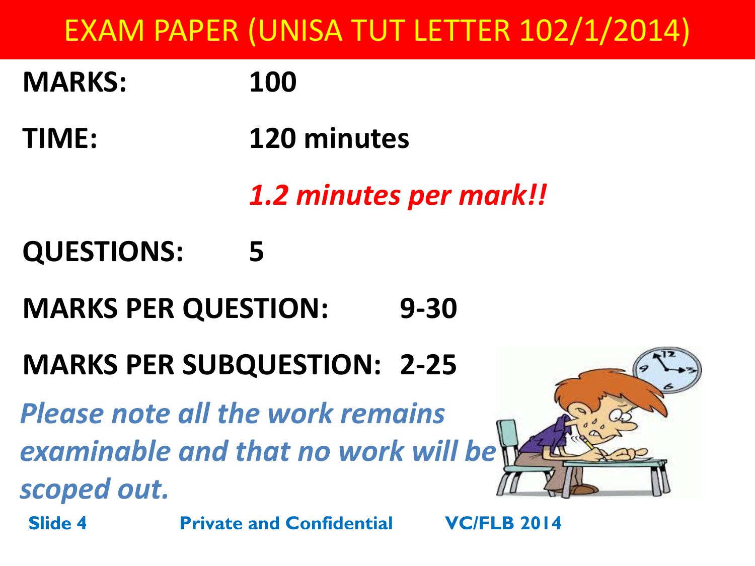# EXAM PAPER (UNISA TUT LETTER 102/1/2014)

**MARKS:** **100**

**TIME:** **120 minutes**

***1.2 minutes per mark!!***

**QUESTIONS:** **5**

**MARKS PER QUESTION:** **9-30**

**MARKS PER SUBQUESTION:** **2-25**

***Please note all the work remains examinable and that no work will be scoped out.***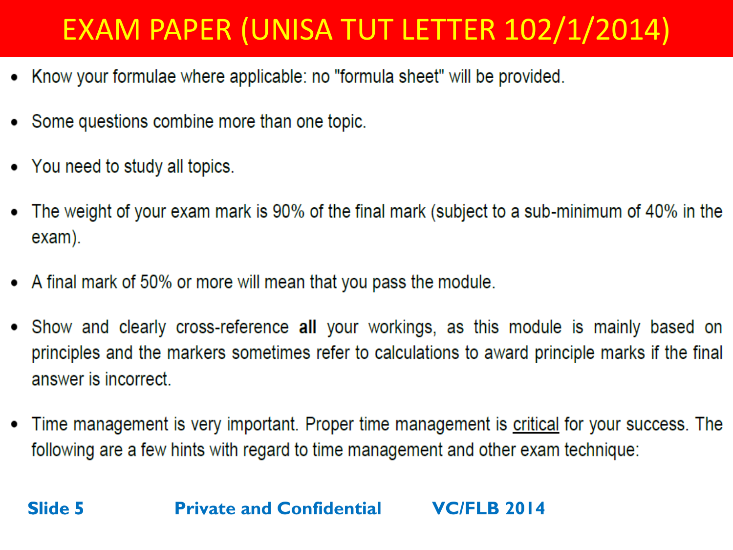# EXAM PAPER (UNISA TUT LETTER 102/1/2014)

- Know your formulae where applicable: no "formula sheet" will be provided.
- Some questions combine more than one topic.
- You need to study all topics.
- The weight of your exam mark is 90% of the final mark (subject to a sub-minimum of 40% in the exam).
- A final mark of 50% or more will mean that you pass the module.
- Show and clearly cross-reference **all** your workings, as this module is mainly based on principles and the markers sometimes refer to calculations to award principle marks if the final answer is incorrect.
- Time management is very important. Proper time management is critical for your success. The following are a few hints with regard to time management and other exam technique: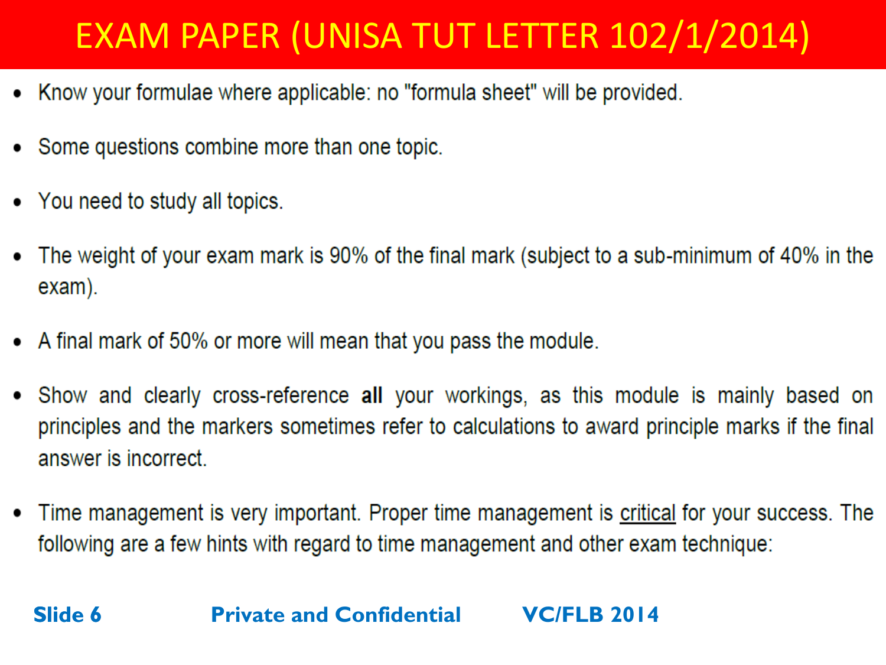# EXAM PAPER (UNISA TUT LETTER 102/1/2014)

- Know your formulae where applicable: no "formula sheet" will be provided.
- Some questions combine more than one topic.
- You need to study all topics.
- The weight of your exam mark is 90% of the final mark (subject to a sub-minimum of 40% in the exam).
- A final mark of 50% or more will mean that you pass the module.
- Show and clearly cross-reference **all** your workings, as this module is mainly based on principles and the markers sometimes refer to calculations to award principle marks if the final answer is incorrect.
- Time management is very important. Proper time management is critical for your success. The following are a few hints with regard to time management and other exam technique: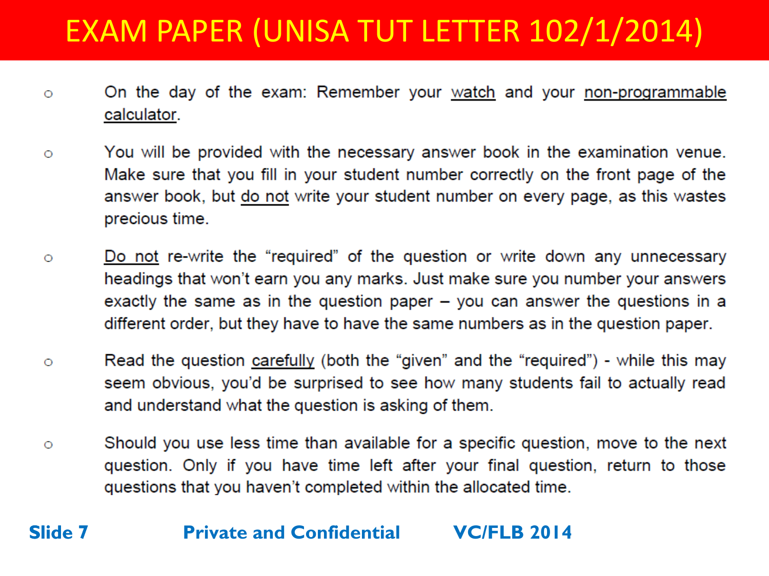# EXAM PAPER (UNISA TUT LETTER 102/1/2014)

- On the day of the exam: Remember your <u>watch</u> and your <u>non-programmable calculator</u>.
- You will be provided with the necessary answer book in the examination venue. Make sure that you fill in your student number correctly on the front page of the answer book, but <u>do not</u> write your student number on every page, as this wastes precious time.
- <u>Do not</u> re-write the "required" of the question or write down any unnecessary headings that won't earn you any marks. Just make sure you number your answers exactly the same as in the question paper – you can answer the questions in a different order, but they have to have the same numbers as in the question paper.
- Read the question <u>carefully</u> (both the "given" and the "required") - while this may seem obvious, you'd be surprised to see how many students fail to actually read and understand what the question is asking of them.
- Should you use less time than available for a specific question, move to the next question. Only if you have time left after your final question, return to those questions that you haven't completed within the allocated time.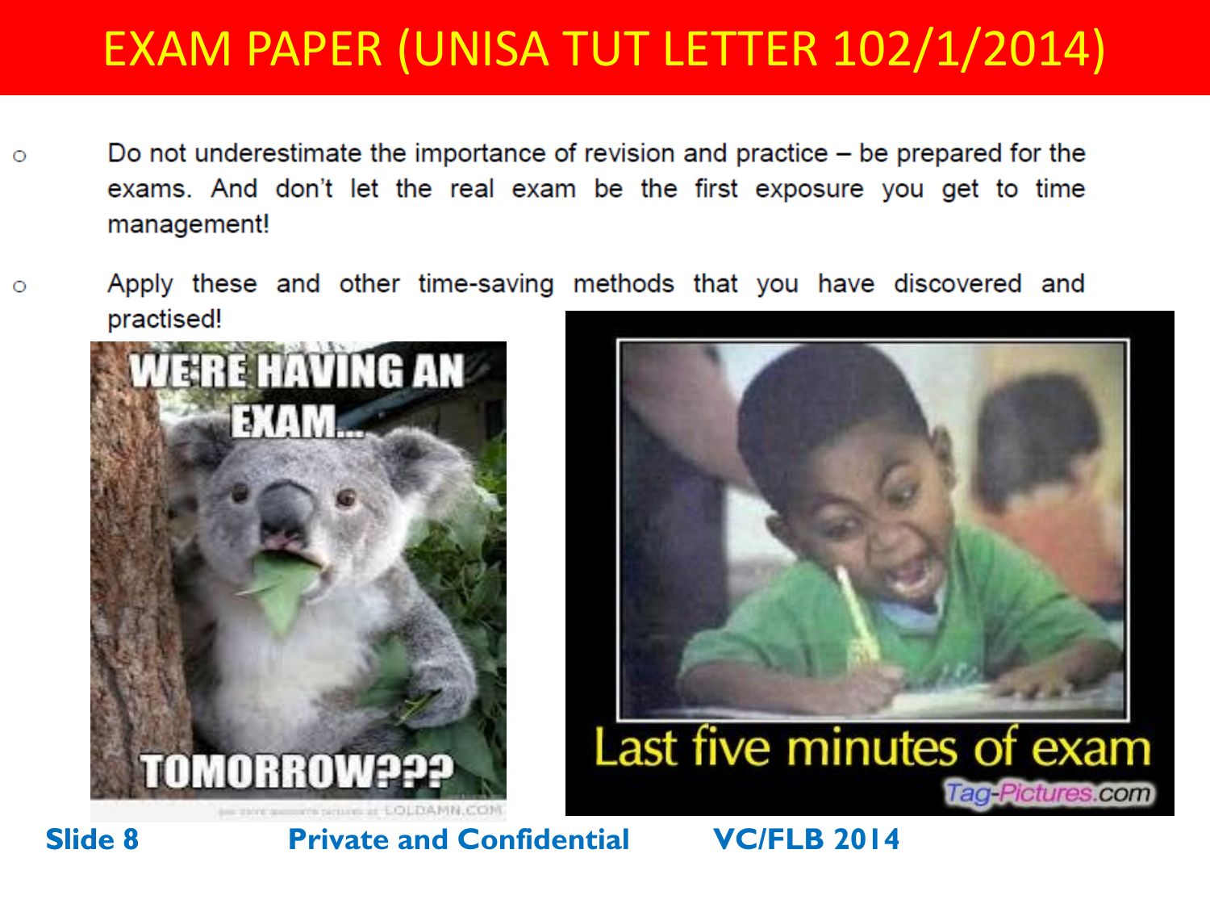# EXAM PAPER (UNISA TUT LETTER 102/1/2014)

- Do not underestimate the importance of revision and practice – be prepared for the exams. And don't let the real exam be the first exposure you get to time management!
- Apply these and other time-saving methods that you have discovered and practised!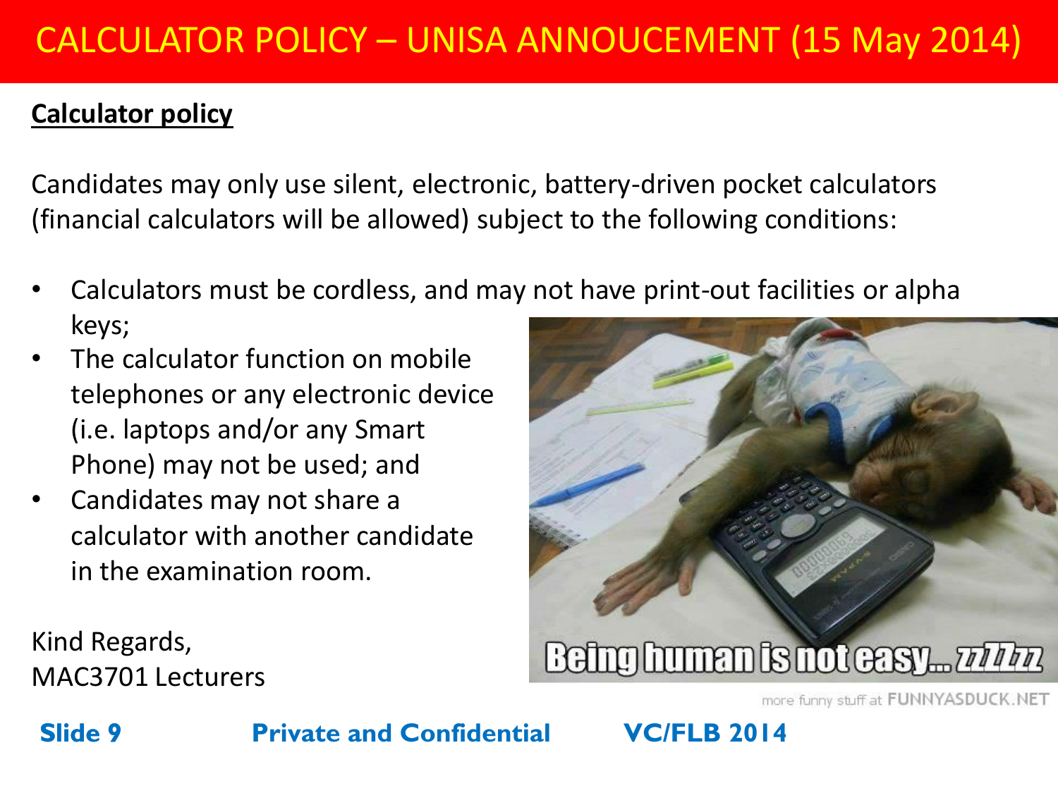# CALCULATOR POLICY – UNISA ANNOUCEMENT (15 May 2014)

**Calculator policy**

Candidates may only use silent, electronic, battery-driven pocket calculators (financial calculators will be allowed) subject to the following conditions:

- Calculators must be cordless, and may not have print-out facilities or alpha keys;
- The calculator function on mobile telephones or any electronic device (i.e. laptops and/or any Smart Phone) may not be used; and
- Candidates may not share a calculator with another candidate in the examination room.

Kind Regards,
MAC3701 Lecturers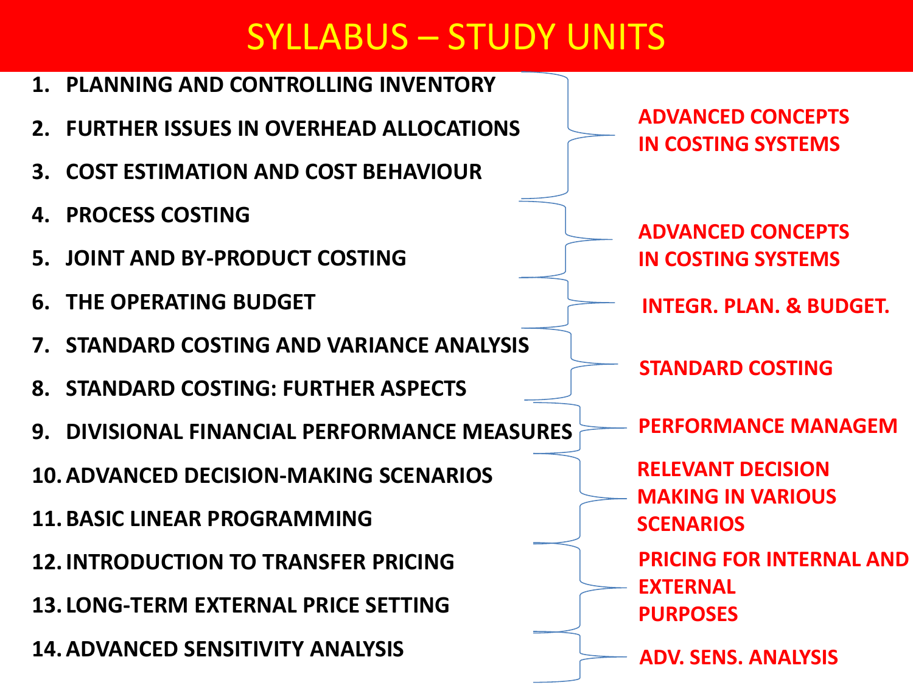# SYLLABUS – STUDY UNITS

| Study Unit | Group |
| --- | --- |
| 1. PLANNING AND CONTROLLING INVENTORY | ADVANCED CONCEPTS IN COSTING SYSTEMS |
| 2. FURTHER ISSUES IN OVERHEAD ALLOCATIONS | |
| 3. COST ESTIMATION AND COST BEHAVIOUR | |
| 4. PROCESS COSTING | ADVANCED CONCEPTS IN COSTING SYSTEMS |
| 5. JOINT AND BY-PRODUCT COSTING | |
| 6. THE OPERATING BUDGET | INTEGR. PLAN. & BUDGET. |
| 7. STANDARD COSTING AND VARIANCE ANALYSIS | STANDARD COSTING |
| 8. STANDARD COSTING: FURTHER ASPECTS | |
| 9. DIVISIONAL FINANCIAL PERFORMANCE MEASURES | PERFORMANCE MANAGEM |
| 10. ADVANCED DECISION-MAKING SCENARIOS | RELEVANT DECISION MAKING IN VARIOUS SCENARIOS |
| 11. BASIC LINEAR PROGRAMMING | |
| 12. INTRODUCTION TO TRANSFER PRICING | PRICING FOR INTERNAL AND EXTERNAL PURPOSES |
| 13. LONG-TERM EXTERNAL PRICE SETTING | |
| 14. ADVANCED SENSITIVITY ANALYSIS | ADV. SENS. ANALYSIS |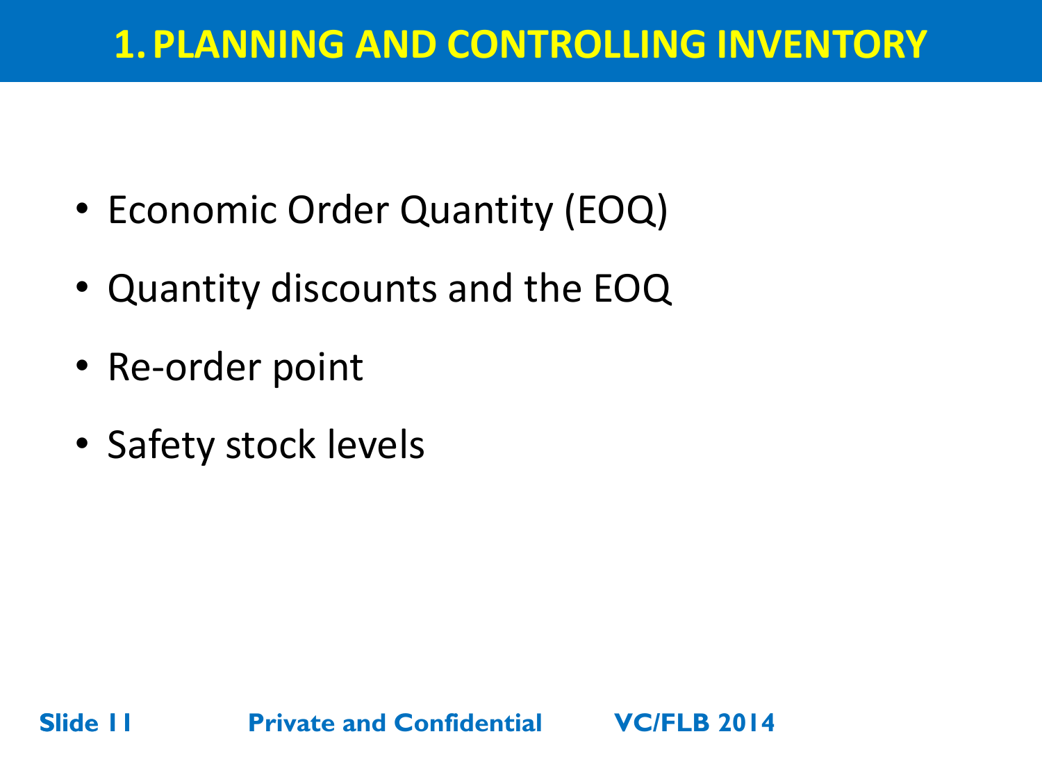# 1. PLANNING AND CONTROLLING INVENTORY

- Economic Order Quantity (EOQ)
- Quantity discounts and the EOQ
- Re-order point
- Safety stock levels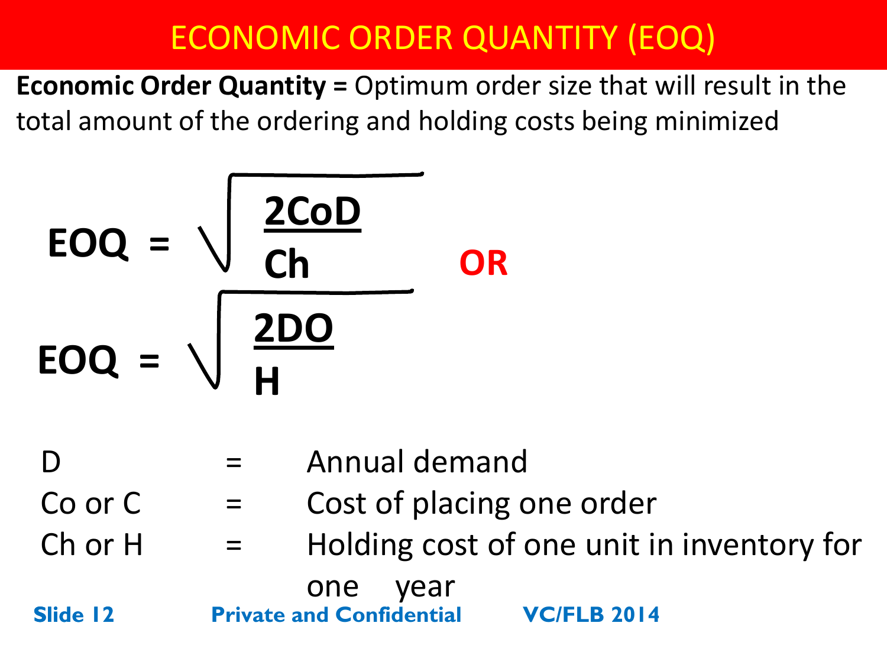# ECONOMIC ORDER QUANTITY (EOQ)

**Economic Order Quantity =** Optimum order size that will result in the total amount of the ordering and holding costs being minimized

$$EOQ = \sqrt{\frac{2CoD}{Ch}}$$

**OR**

$$EOQ = \sqrt{\frac{2DO}{H}}$$

| | | |
|---|---|---|
| D | = | Annual demand |
| Co or C | = | Cost of placing one order |
| Ch or H | = | Holding cost of one unit in inventory for one year |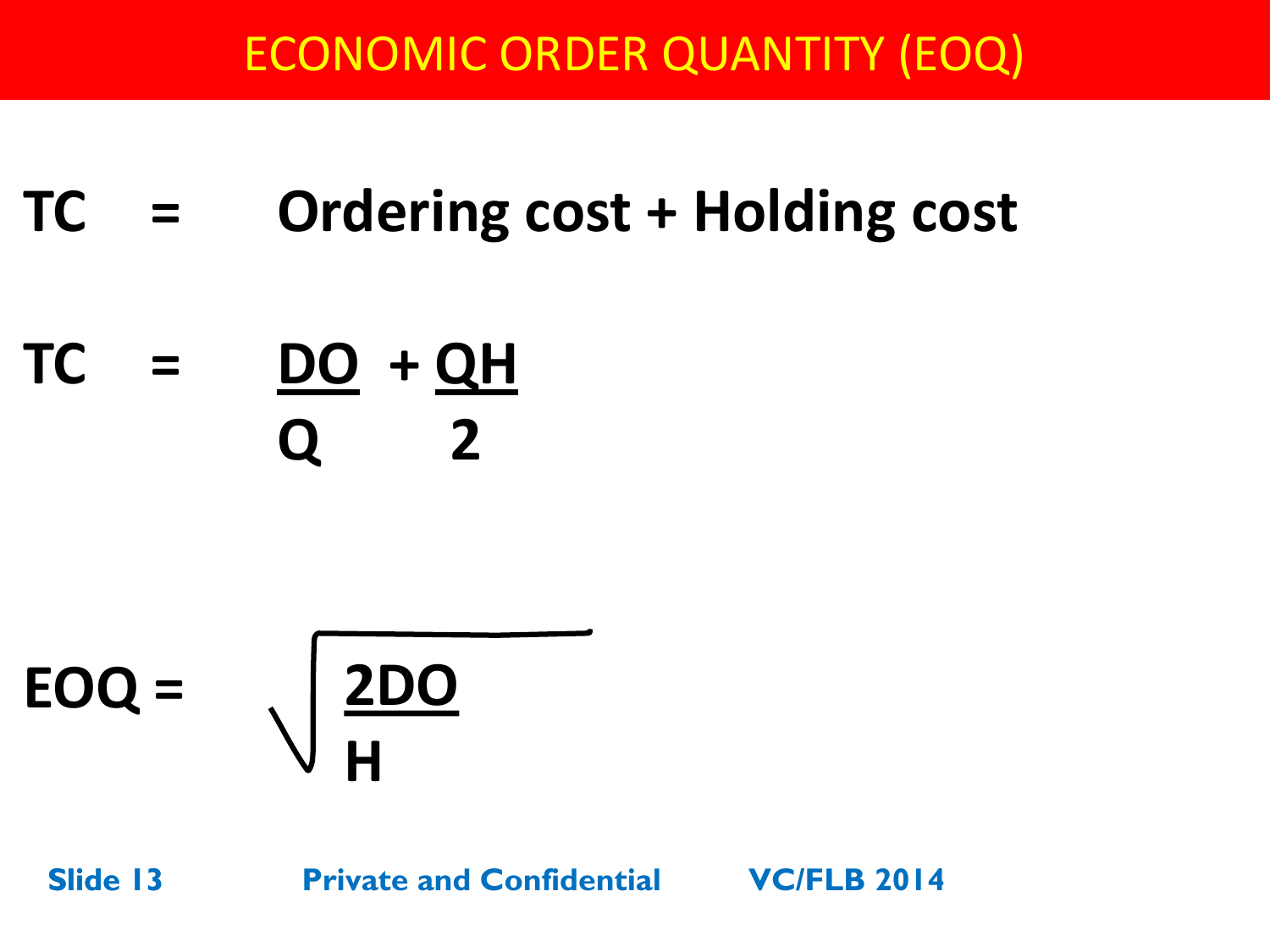# ECONOMIC ORDER QUANTITY (EOQ)

$$TC = \text{Ordering cost} + \text{Holding cost}$$

$$TC = \frac{DO}{Q} + \frac{QH}{2}$$

$$EOQ = \sqrt{\frac{2DO}{H}}$$

Private and Confidential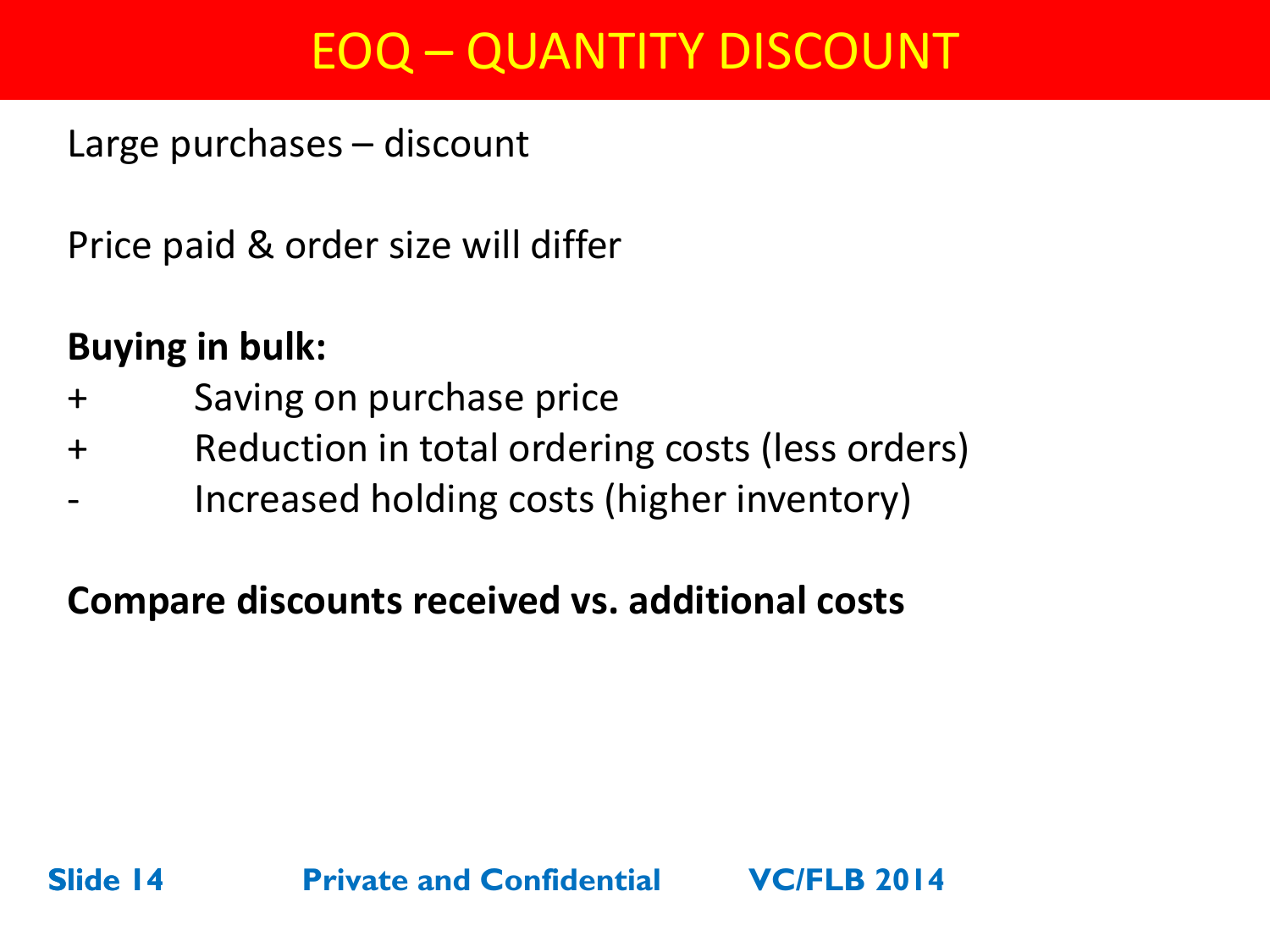# EOQ – QUANTITY DISCOUNT

Large purchases – discount

Price paid & order size will differ

**Buying in bulk:**

- \+ Saving on purchase price
- \+ Reduction in total ordering costs (less orders)
- \- Increased holding costs (higher inventory)

**Compare discounts received vs. additional costs**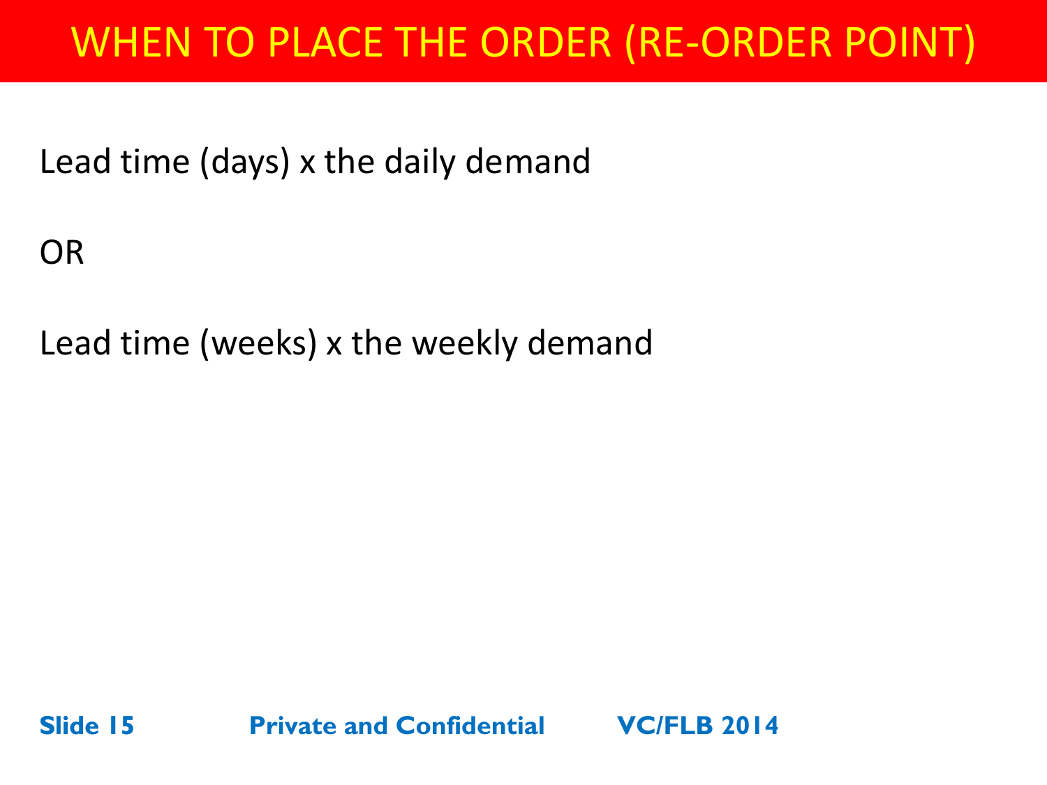# WHEN TO PLACE THE ORDER (RE-ORDER POINT)

Lead time (days) x the daily demand

OR

Lead time (weeks) x the weekly demand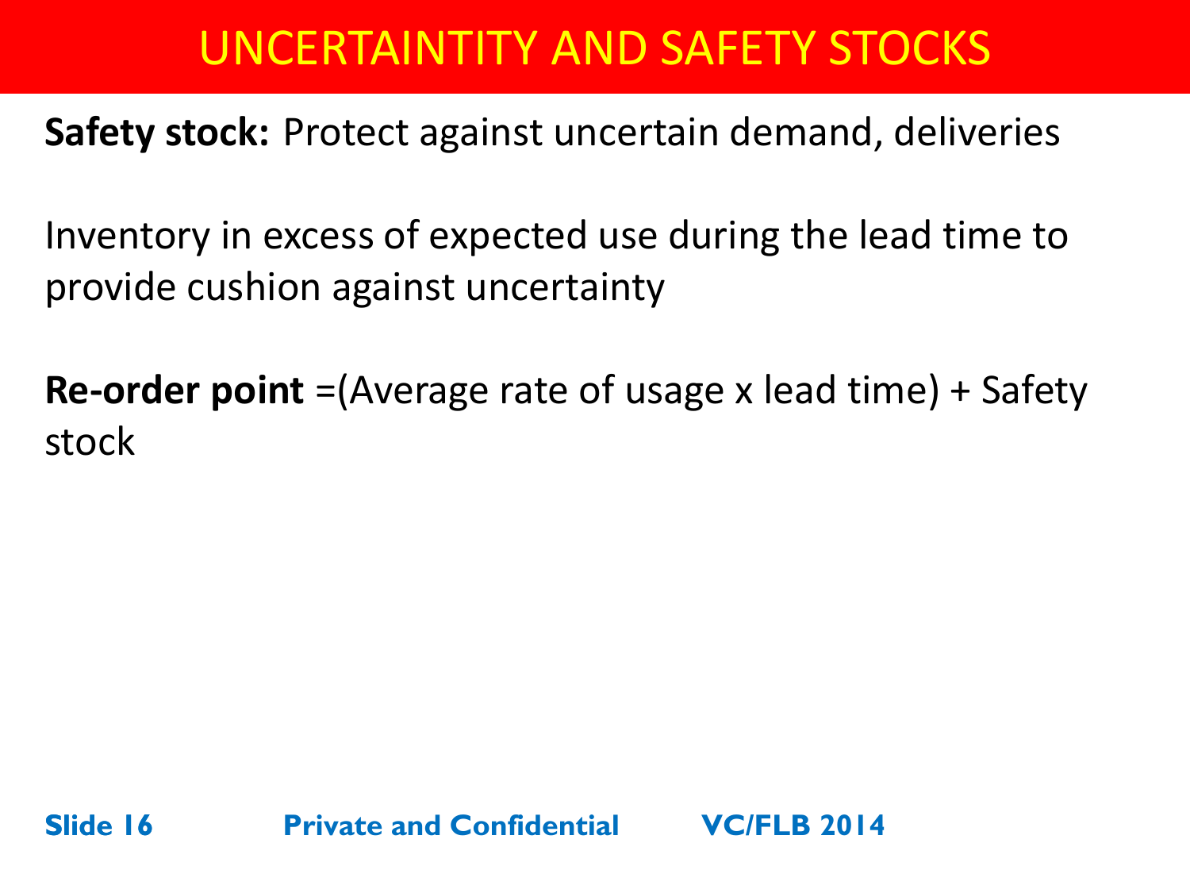# UNCERTAINTITY AND SAFETY STOCKS

**Safety stock:** Protect against uncertain demand, deliveries

Inventory in excess of expected use during the lead time to provide cushion against uncertainty

**Re-order point** =(Average rate of usage x lead time) + Safety stock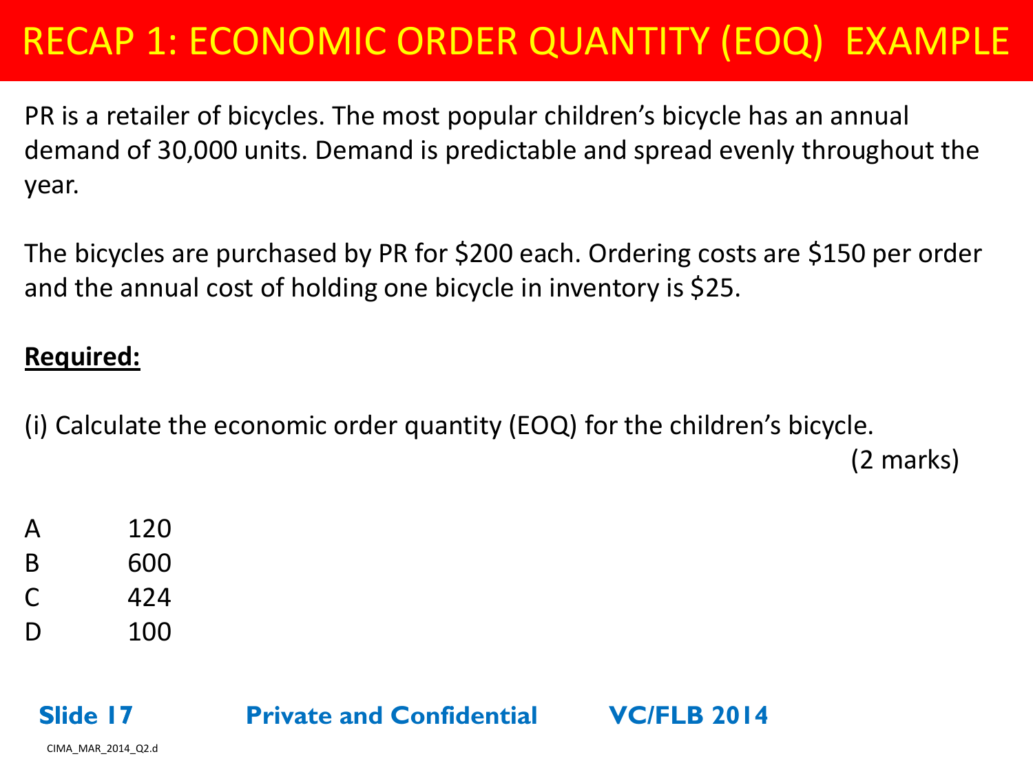# RECAP 1: ECONOMIC ORDER QUANTITY (EOQ) EXAMPLE

PR is a retailer of bicycles. The most popular children's bicycle has an annual demand of 30,000 units. Demand is predictable and spread evenly throughout the year.

The bicycles are purchased by PR for $200 each. Ordering costs are $150 per order and the annual cost of holding one bicycle in inventory is $25.

**Required:**

(i) Calculate the economic order quantity (EOQ) for the children's bicycle.

(2 marks)

A 120

B 600

C 424

D 100

CIMA_MAR_2014_Q2.d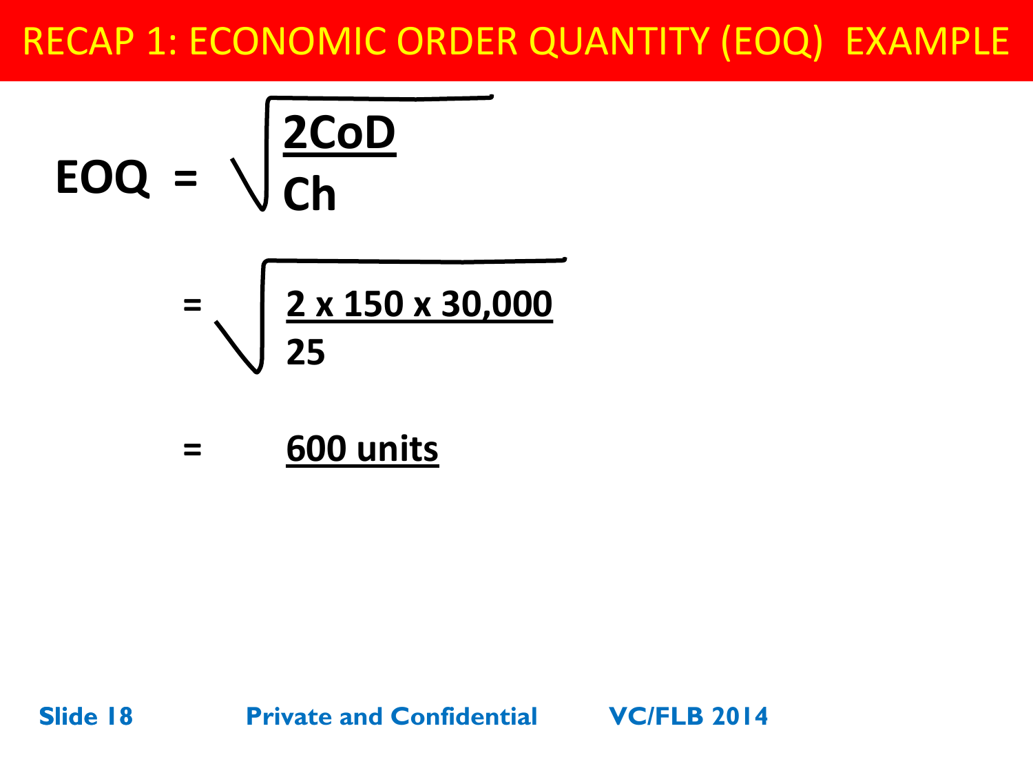# RECAP 1: ECONOMIC ORDER QUANTITY (EOQ) EXAMPLE

$$EOQ = \sqrt{\frac{2CoD}{Ch}}$$

$$= \sqrt{\frac{2 \times 150 \times 30{,}000}{25}}$$

$$= \underline{600 \text{ units}}$$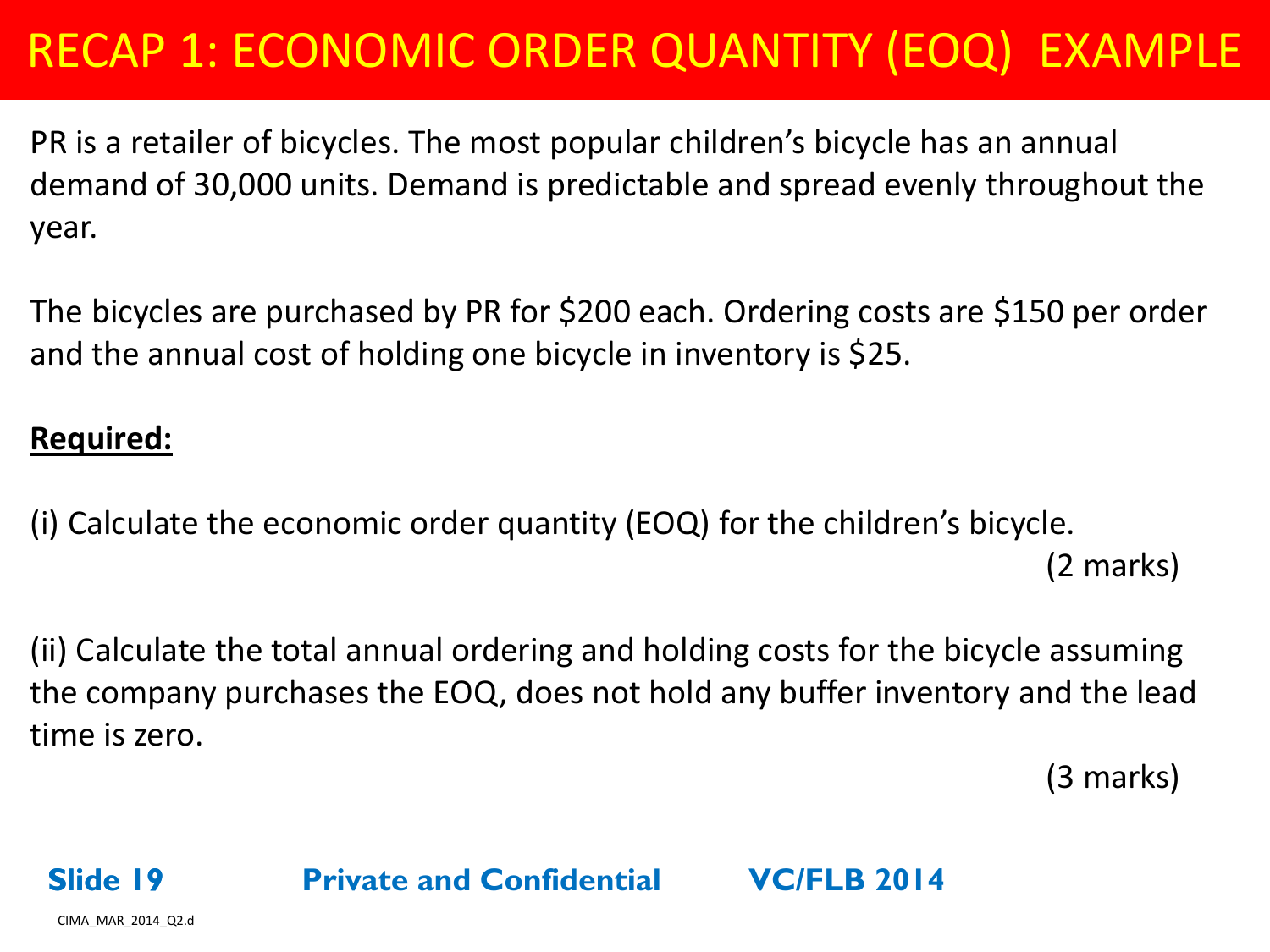# RECAP 1: ECONOMIC ORDER QUANTITY (EOQ) EXAMPLE

PR is a retailer of bicycles. The most popular children's bicycle has an annual demand of 30,000 units. Demand is predictable and spread evenly throughout the year.

The bicycles are purchased by PR for $200 each. Ordering costs are $150 per order and the annual cost of holding one bicycle in inventory is $25.

**Required:**

(i) Calculate the economic order quantity (EOQ) for the children's bicycle.

(2 marks)

(ii) Calculate the total annual ordering and holding costs for the bicycle assuming the company purchases the EOQ, does not hold any buffer inventory and the lead time is zero.

(3 marks)

CIMA_MAR_2014_Q2.d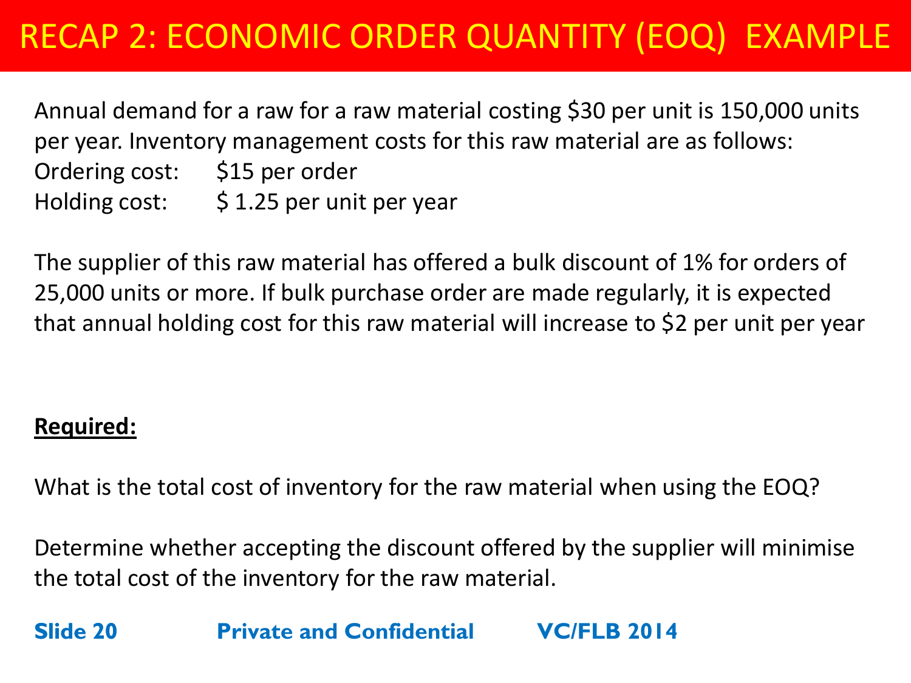# RECAP 2: ECONOMIC ORDER QUANTITY (EOQ) EXAMPLE

Annual demand for a raw for a raw material costing $30 per unit is 150,000 units per year. Inventory management costs for this raw material are as follows:

Ordering cost: $15 per order
Holding cost: $ 1.25 per unit per year

The supplier of this raw material has offered a bulk discount of 1% for orders of 25,000 units or more. If bulk purchase order are made regularly, it is expected that annual holding cost for this raw material will increase to $2 per unit per year

**Required:**

What is the total cost of inventory for the raw material when using the EOQ?

Determine whether accepting the discount offered by the supplier will minimise the total cost of the inventory for the raw material.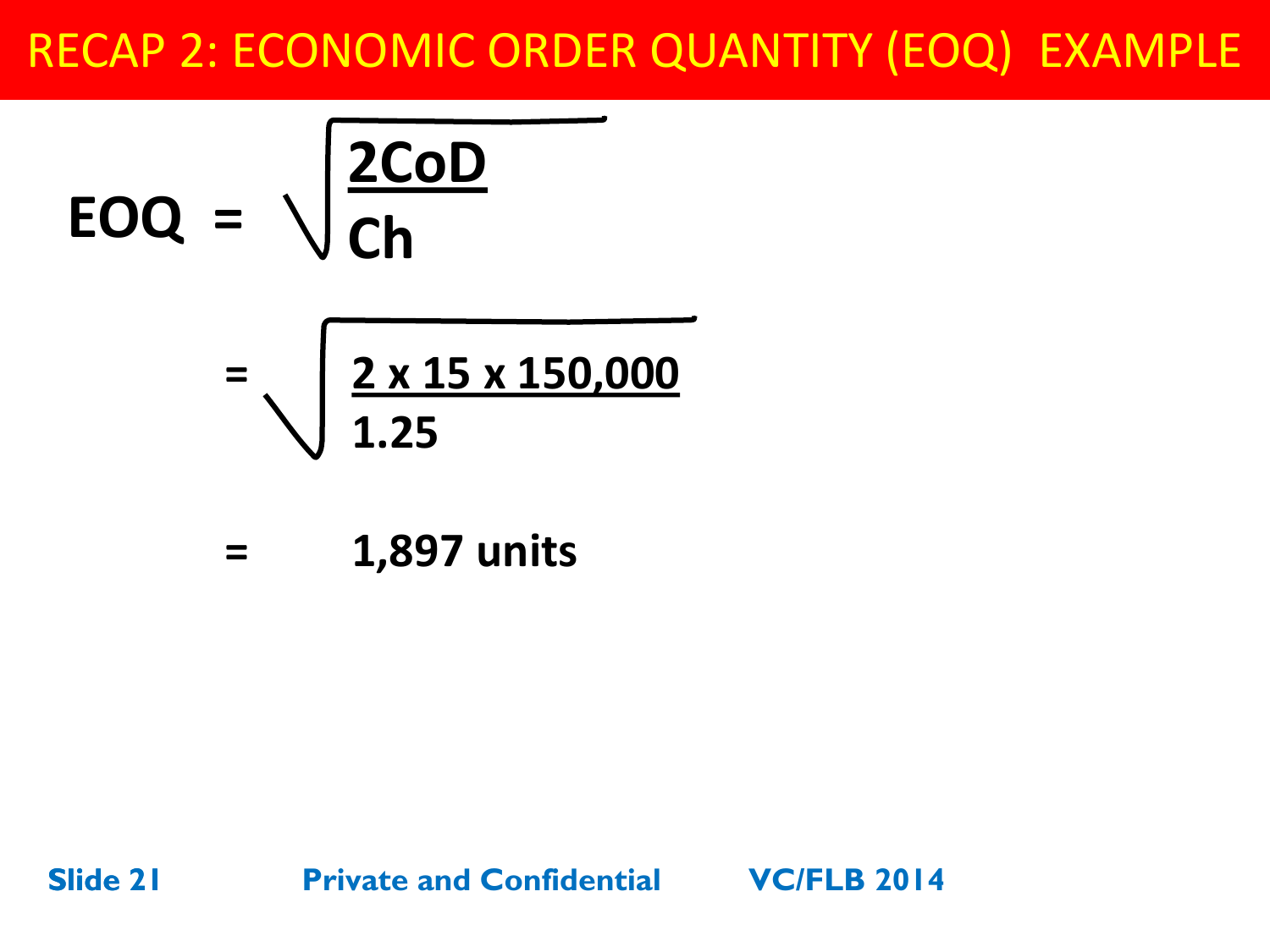# RECAP 2: ECONOMIC ORDER QUANTITY (EOQ) EXAMPLE

$$EOQ = \sqrt{\frac{2CoD}{Ch}}$$

$$= \sqrt{\frac{2 \times 15 \times 150{,}000}{1.25}}$$

$$= 1{,}897 \text{ units}$$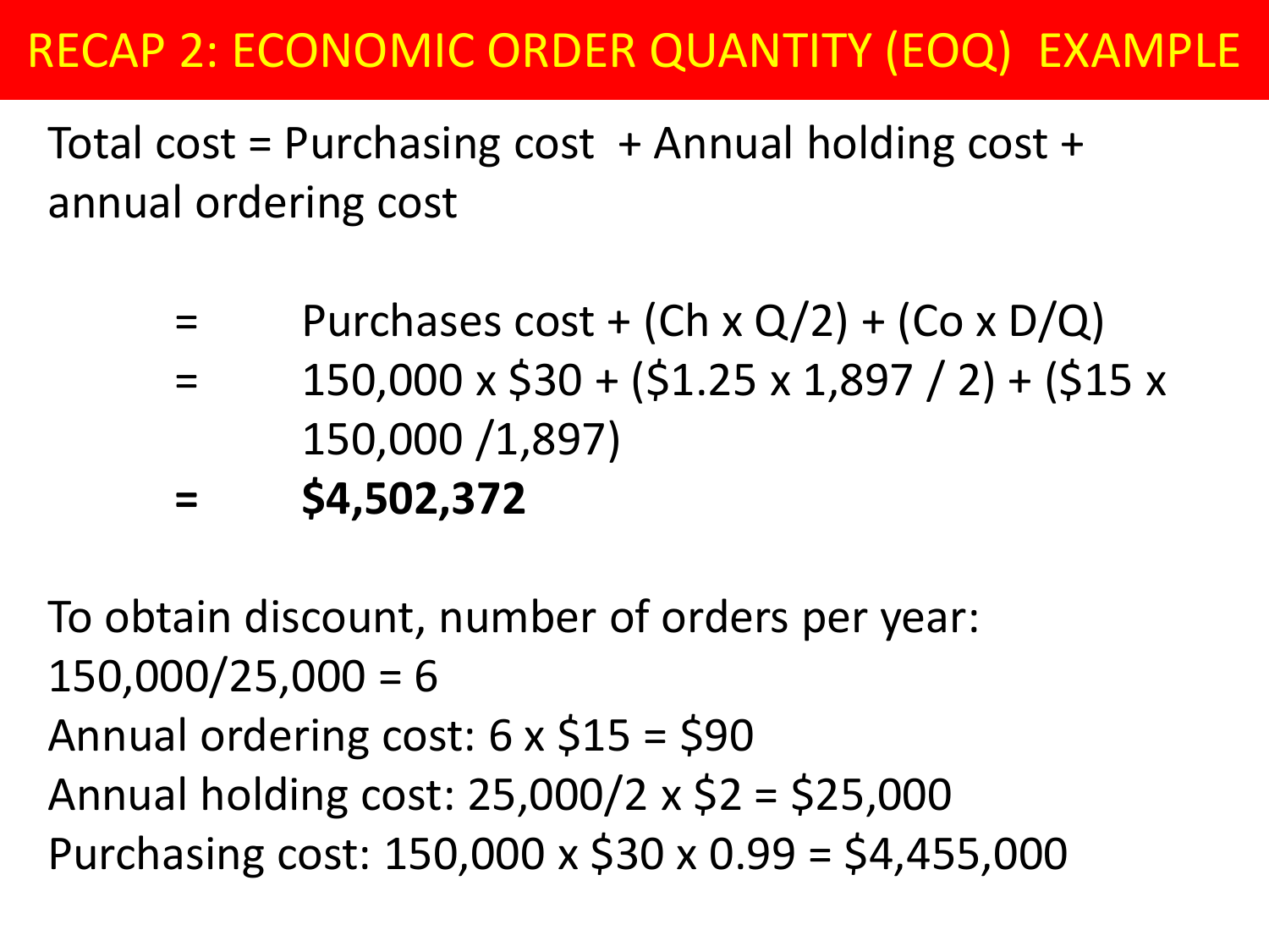# RECAP 2: ECONOMIC ORDER QUANTITY (EOQ) EXAMPLE

Total cost = Purchasing cost + Annual holding cost + annual ordering cost

= Purchases cost + ($C_h$ x Q/2) + ($C_o$ x D/Q)

= 150,000 x \$30 + (\$1.25 x 1,897 / 2) + (\$15 x 150,000 /1,897)

**= \$4,502,372**

To obtain discount, number of orders per year: 150,000/25,000 = 6

Annual ordering cost: 6 x \$15 = \$90

Annual holding cost: 25,000/2 x \$2 = \$25,000

Purchasing cost: 150,000 x \$30 x 0.99 = \$4,455,000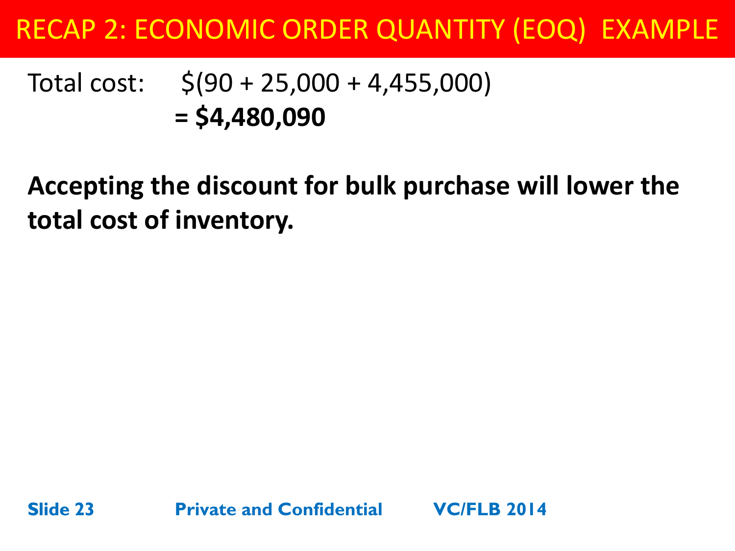# RECAP 2: ECONOMIC ORDER QUANTITY (EOQ) EXAMPLE

Total cost: $(90 + 25,000 + 4,455,000)
**= $4,480,090**

**Accepting the discount for bulk purchase will lower the total cost of inventory.**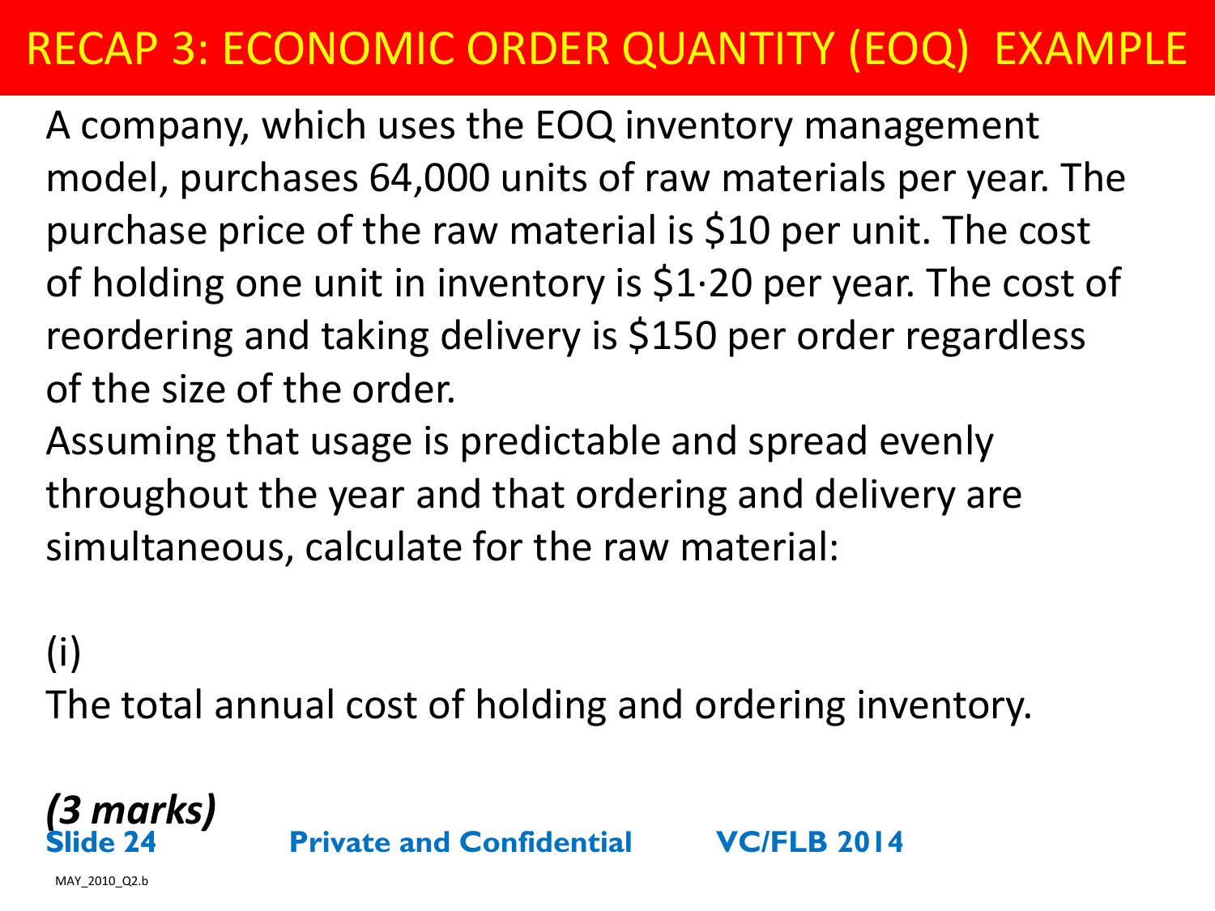# RECAP 3: ECONOMIC ORDER QUANTITY (EOQ) EXAMPLE

A company, which uses the EOQ inventory management model, purchases 64,000 units of raw materials per year. The purchase price of the raw material is $10 per unit. The cost of holding one unit in inventory is $1·20 per year. The cost of reordering and taking delivery is $150 per order regardless of the size of the order.

Assuming that usage is predictable and spread evenly throughout the year and that ordering and delivery are simultaneous, calculate for the raw material:

(i)

The total annual cost of holding and ordering inventory.

***(3 marks)***

MAY_2010_Q2.b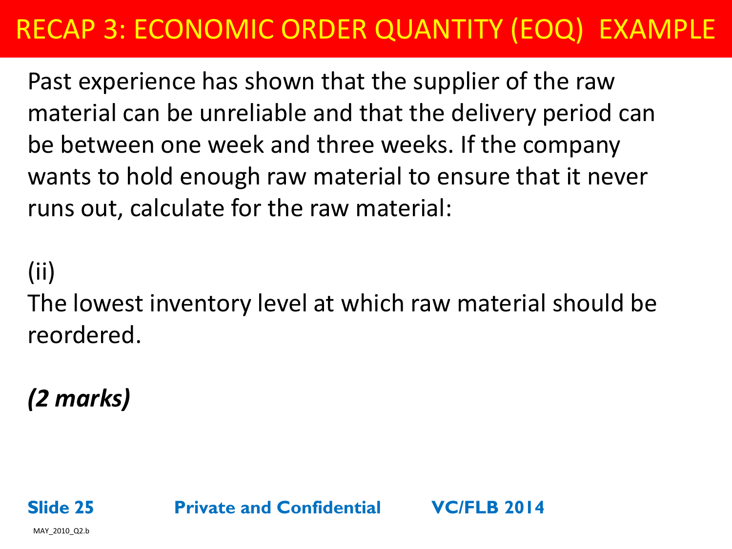# RECAP 3: ECONOMIC ORDER QUANTITY (EOQ) EXAMPLE

Past experience has shown that the supplier of the raw material can be unreliable and that the delivery period can be between one week and three weeks. If the company wants to hold enough raw material to ensure that it never runs out, calculate for the raw material:

(ii)

The lowest inventory level at which raw material should be reordered.

***(2 marks)***

MAY_2010_Q2.b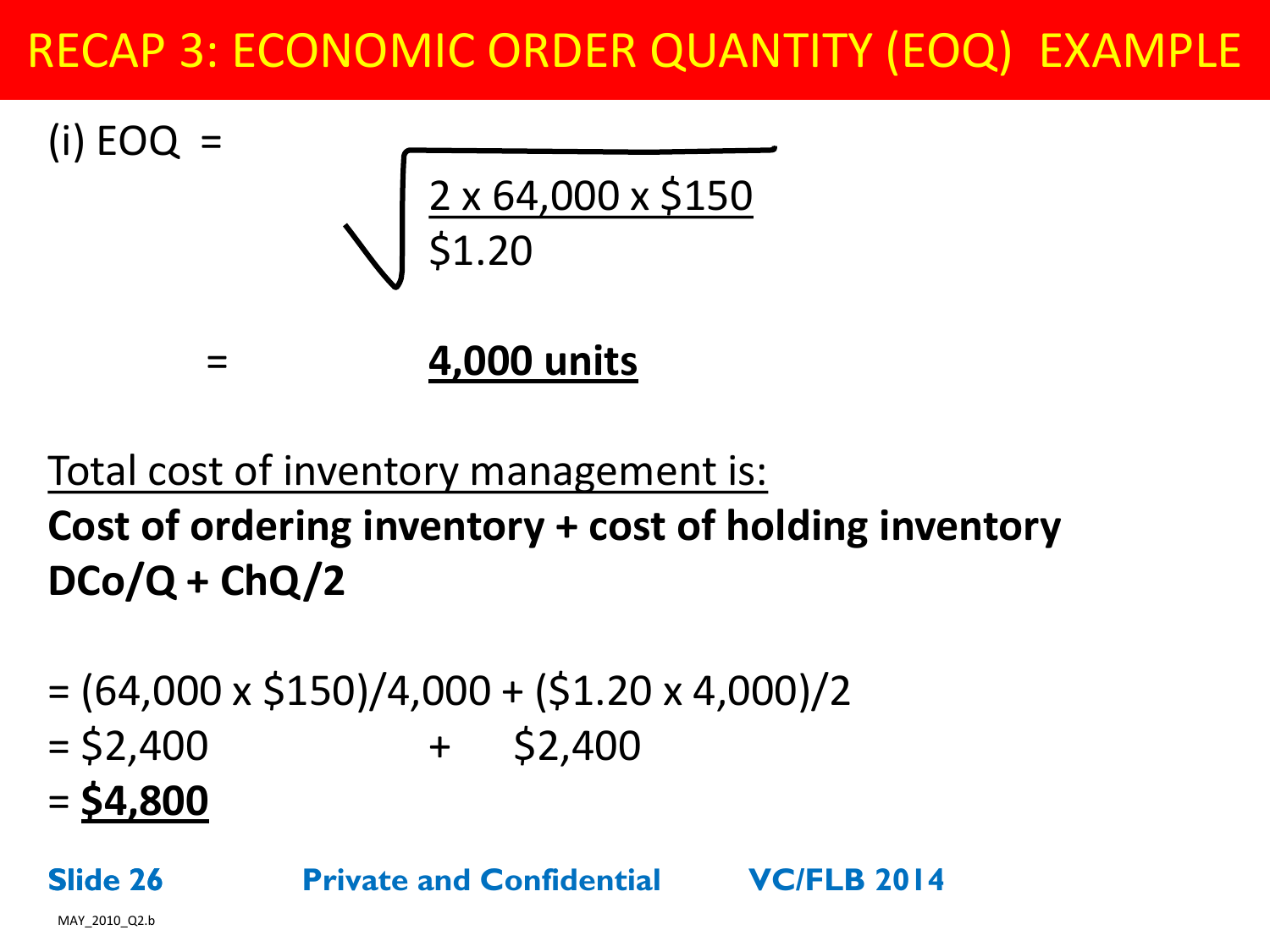# RECAP 3: ECONOMIC ORDER QUANTITY (EOQ) EXAMPLE

(i) EOQ = $\sqrt{\dfrac{2 \times 64{,}000 \times \$150}{\$1.20}}$

= **4,000 units**

Total cost of inventory management is:

**Cost of ordering inventory + cost of holding inventory**

**DCo/Q + ChQ/2**

= (64,000 x \$150)/4,000 + (\$1.20 x 4,000)/2

= \$2,400 + \$2,400

= **\$4,800**

MAY_2010_Q2.b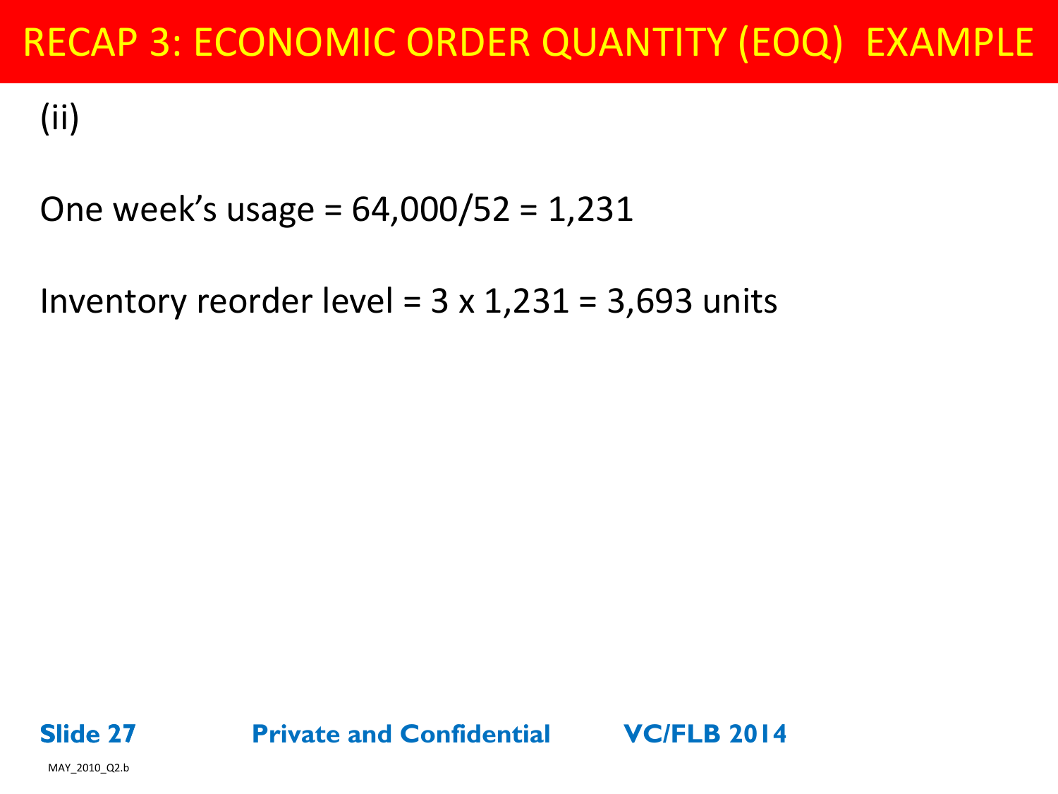# RECAP 3: ECONOMIC ORDER QUANTITY (EOQ) EXAMPLE

(ii)

One week's usage = 64,000/52 = 1,231

Inventory reorder level = 3 x 1,231 = 3,693 units

MAY_2010_Q2.b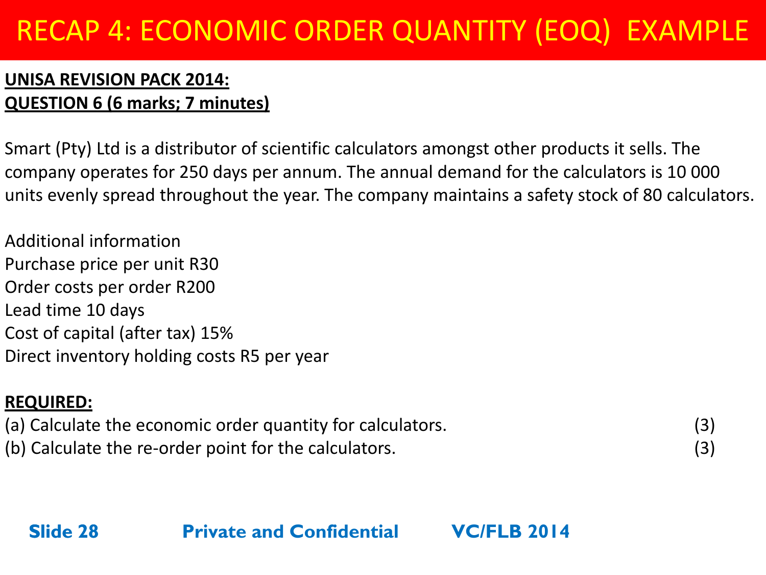# RECAP 4: ECONOMIC ORDER QUANTITY (EOQ) EXAMPLE

**UNISA REVISION PACK 2014:**
**QUESTION 6 (6 marks; 7 minutes)**

Smart (Pty) Ltd is a distributor of scientific calculators amongst other products it sells. The company operates for 250 days per annum. The annual demand for the calculators is 10 000 units evenly spread throughout the year. The company maintains a safety stock of 80 calculators.

Additional information
Purchase price per unit R30
Order costs per order R200
Lead time 10 days
Cost of capital (after tax) 15%
Direct inventory holding costs R5 per year

**REQUIRED:**

(a) Calculate the economic order quantity for calculators. (3)
(b) Calculate the re-order point for the calculators. (3)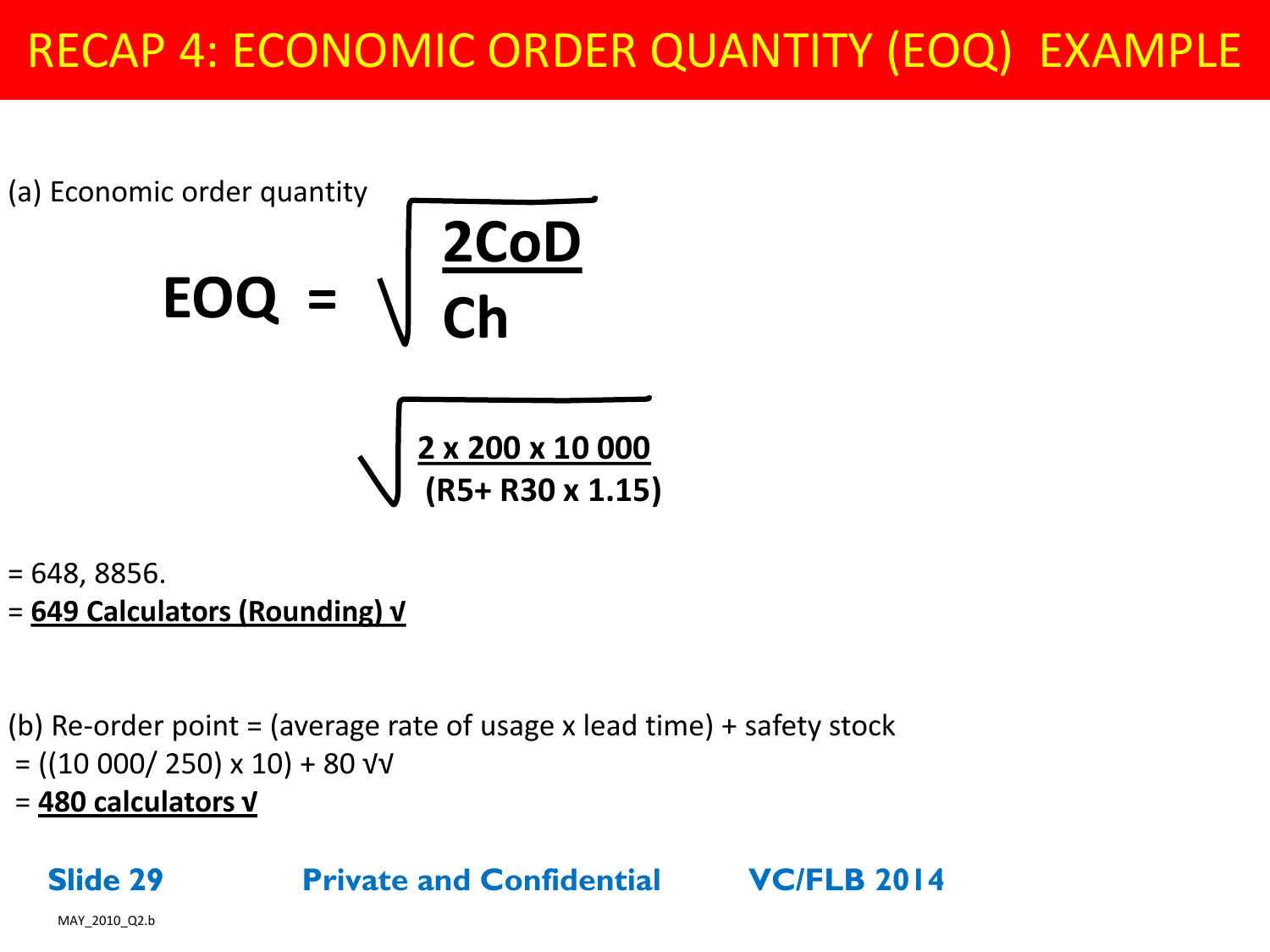# RECAP 4: ECONOMIC ORDER QUANTITY (EOQ) EXAMPLE

(a) Economic order quantity

$$EOQ = \sqrt{\frac{2CoD}{Ch}}$$

$$\sqrt{\frac{2 \times 200 \times 10\ 000}{(R5 + R30 \times 1.15)}}$$

= 648, 8856.

= **649 Calculators (Rounding) √**

(b) Re-order point = (average rate of usage x lead time) + safety stock

= ((10 000/ 250) x 10) + 80 √√

= **480 calculators √**

MAY_2010_Q2.b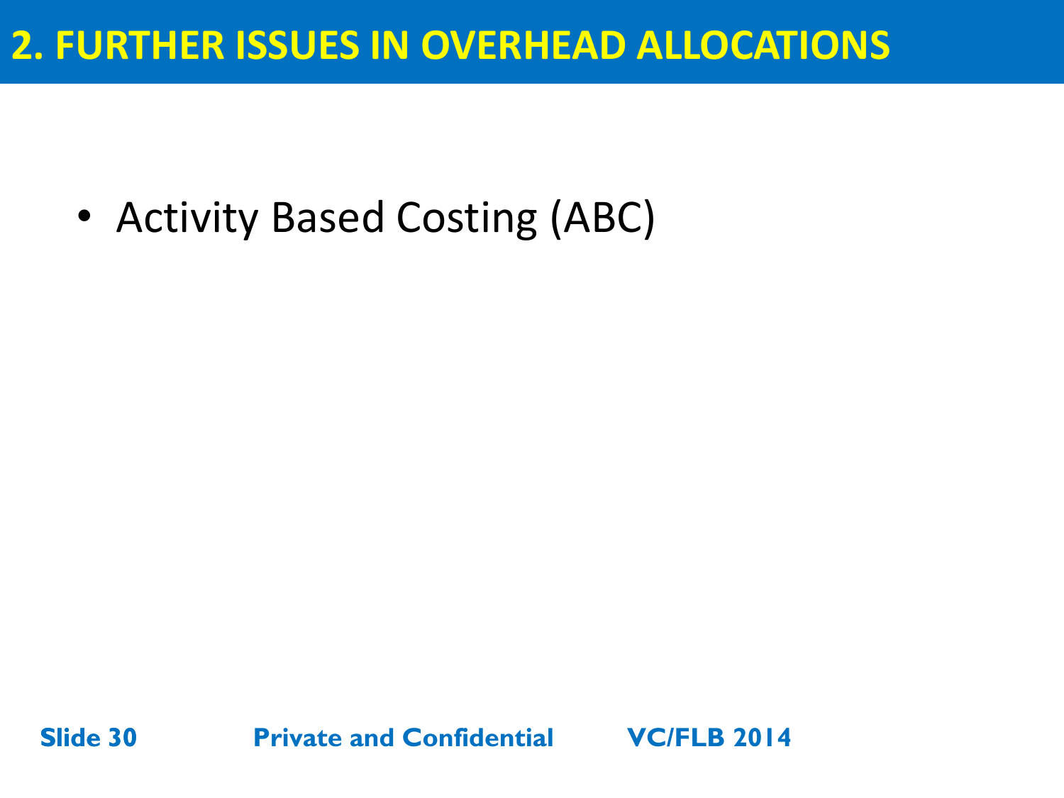# 2. FURTHER ISSUES IN OVERHEAD ALLOCATIONS

- Activity Based Costing (ABC)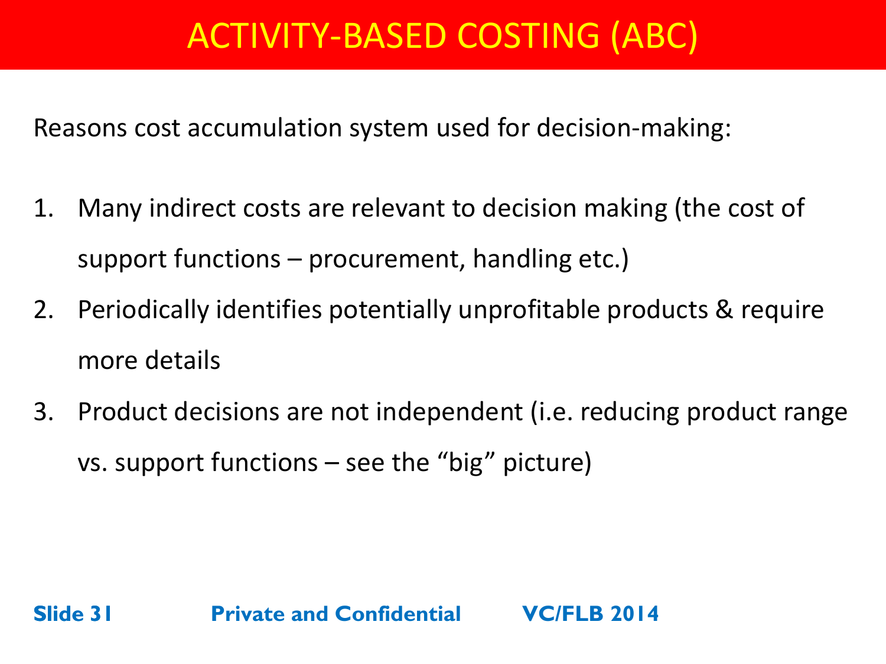# ACTIVITY-BASED COSTING (ABC)

Reasons cost accumulation system used for decision-making:

1. Many indirect costs are relevant to decision making (the cost of support functions – procurement, handling etc.)
2. Periodically identifies potentially unprofitable products & require more details
3. Product decisions are not independent (i.e. reducing product range vs. support functions – see the “big” picture)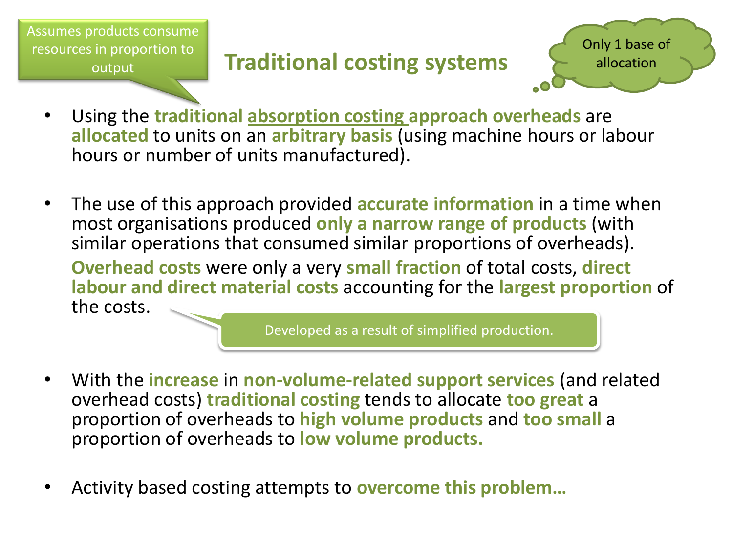# Traditional costing systems

Assumes products consume resources in proportion to output

Only 1 base of allocation

- Using the **traditional** <u>**absorption costing**</u> **approach overheads** are **allocated** to units on an **arbitrary basis** (using machine hours or labour hours or number of units manufactured).

- The use of this approach provided **accurate information** in a time when most organisations produced **only a narrow range of products** (with similar operations that consumed similar proportions of overheads). **Overhead costs** were only a very **small fraction** of total costs, **direct labour and direct material costs** accounting for the **largest proportion** of the costs.

  Developed as a result of simplified production.

- With the **increase** in **non-volume-related support services** (and related overhead costs) **traditional costing** tends to allocate **too great** a proportion of overheads to **high volume products** and **too small** a proportion of overheads to **low volume products.**

- Activity based costing attempts to **overcome this problem…**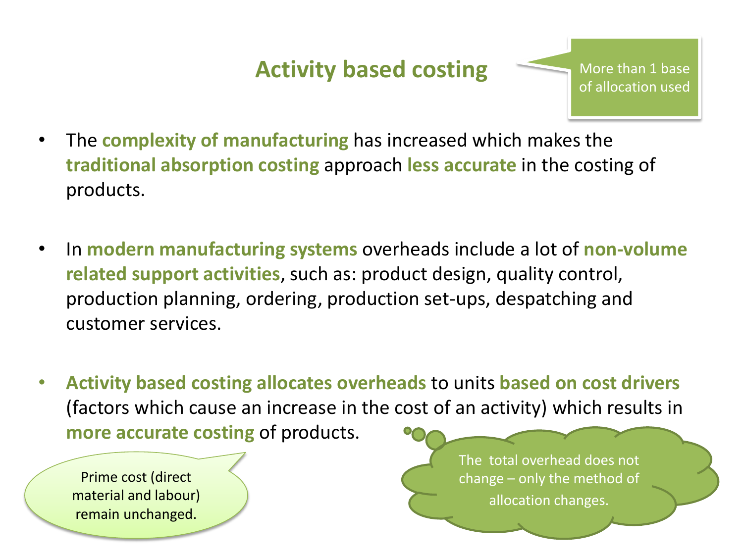# Activity based costing

More than 1 base of allocation used

- The **complexity of manufacturing** has increased which makes the **traditional absorption costing** approach **less accurate** in the costing of products.
- In **modern manufacturing systems** overheads include a lot of **non-volume related support activities**, such as: product design, quality control, production planning, ordering, production set-ups, despatching and customer services.
- **Activity based costing allocates overheads** to units **based on cost drivers** (factors which cause an increase in the cost of an activity) which results in **more accurate costing** of products.

Prime cost (direct material and labour) remain unchanged.

The total overhead does not change – only the method of allocation changes.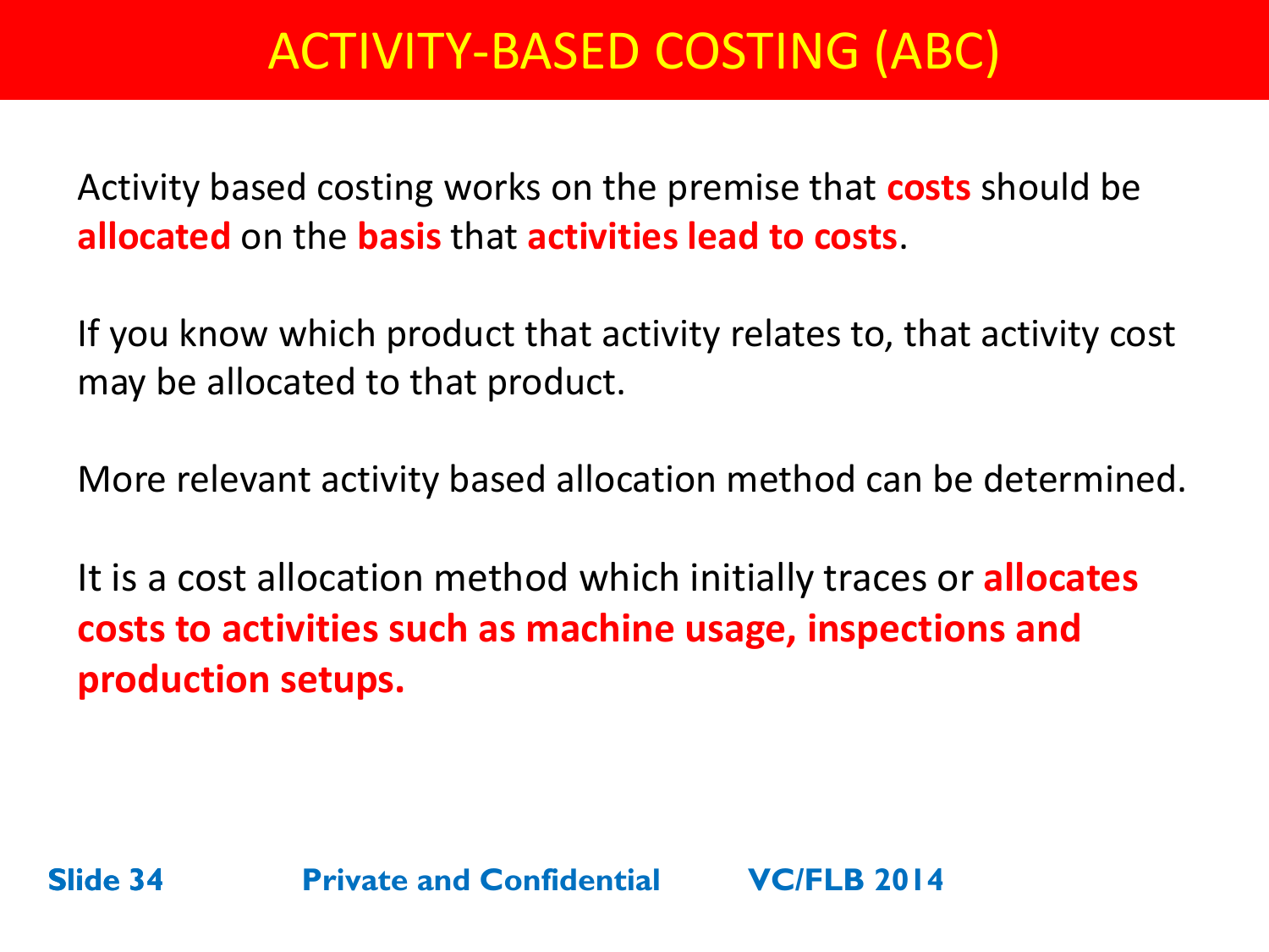# ACTIVITY-BASED COSTING (ABC)

Activity based costing works on the premise that **costs** should be **allocated** on the **basis** that **activities lead to costs**.

If you know which product that activity relates to, that activity cost may be allocated to that product.

More relevant activity based allocation method can be determined.

It is a cost allocation method which initially traces or **allocates costs to activities such as machine usage, inspections and production setups.**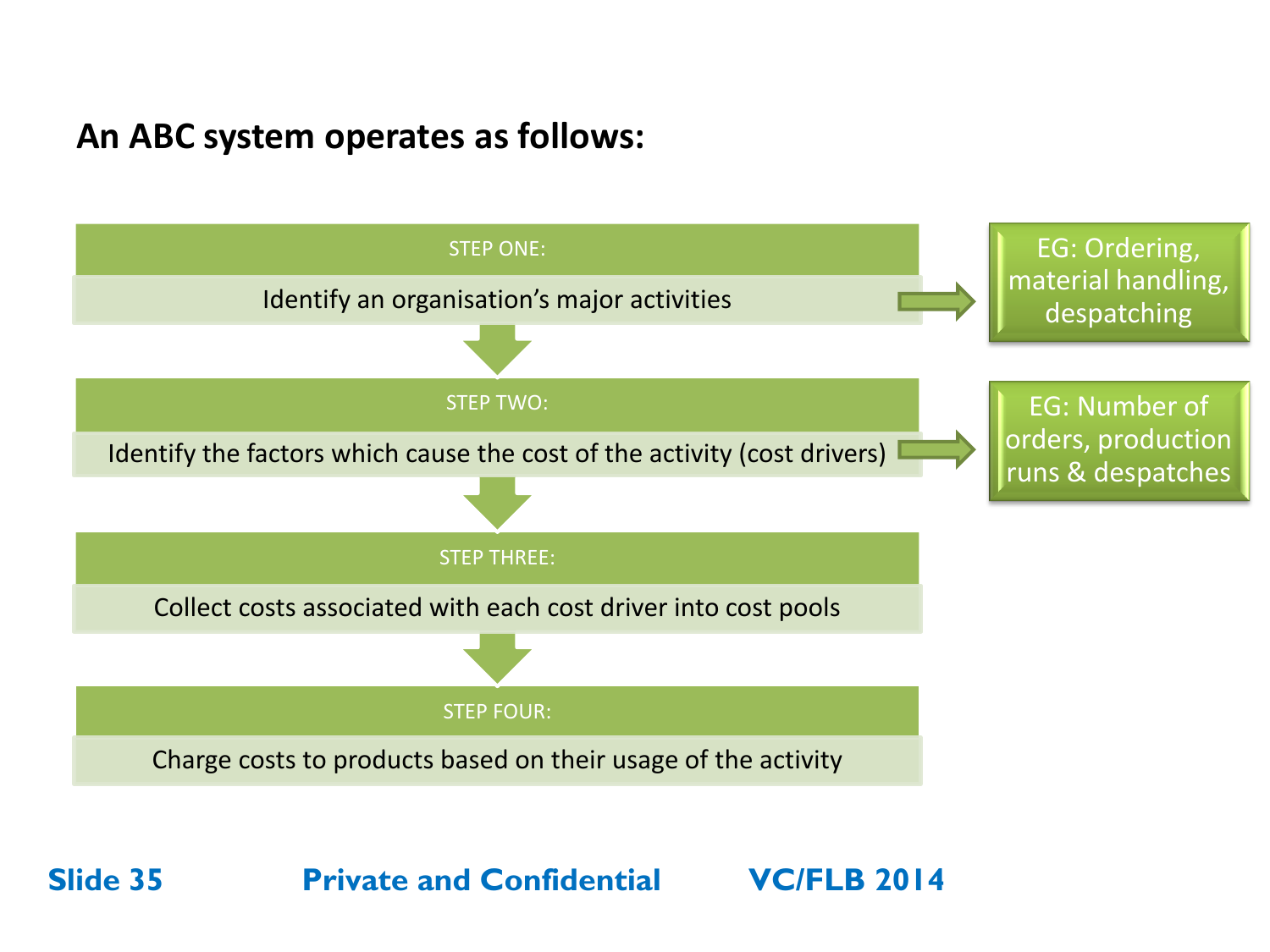## An ABC system operates as follows:

**STEP ONE:**

Identify an organisation's major activities

→ EG: Ordering, material handling, despatching

**STEP TWO:**

Identify the factors which cause the cost of the activity (cost drivers)

→ EG: Number of orders, production runs & despatches

**STEP THREE:**

Collect costs associated with each cost driver into cost pools

**STEP FOUR:**

Charge costs to products based on their usage of the activity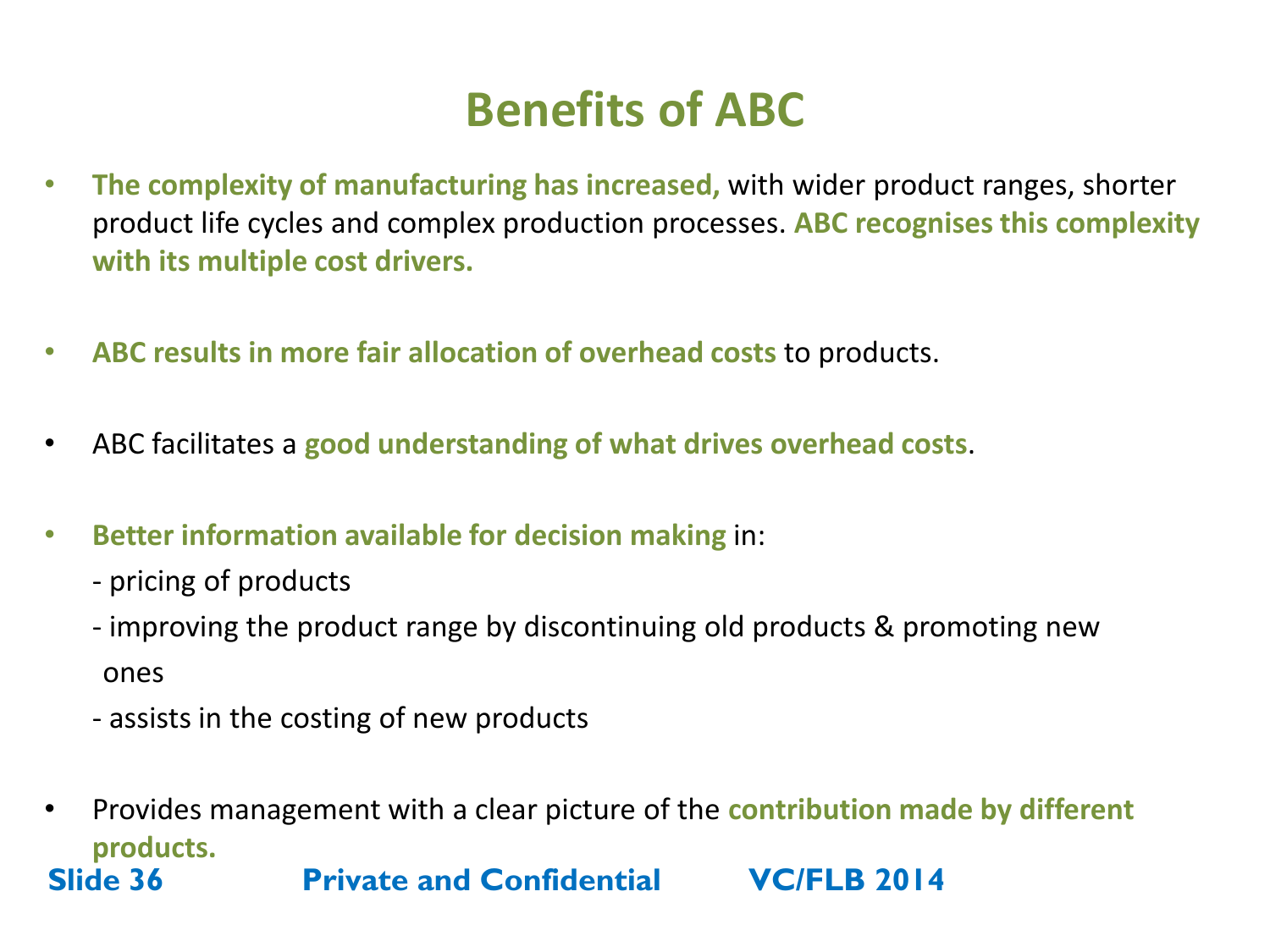# Benefits of ABC

- **The complexity of manufacturing has increased,** with wider product ranges, shorter product life cycles and complex production processes. **ABC recognises this complexity with its multiple cost drivers.**

- **ABC results in more fair allocation of overhead costs** to products.

- ABC facilitates a **good understanding of what drives overhead costs**.

- **Better information available for decision making** in:
  - pricing of products
  - improving the product range by discontinuing old products & promoting new ones
  - assists in the costing of new products

- Provides management with a clear picture of the **contribution made by different products.**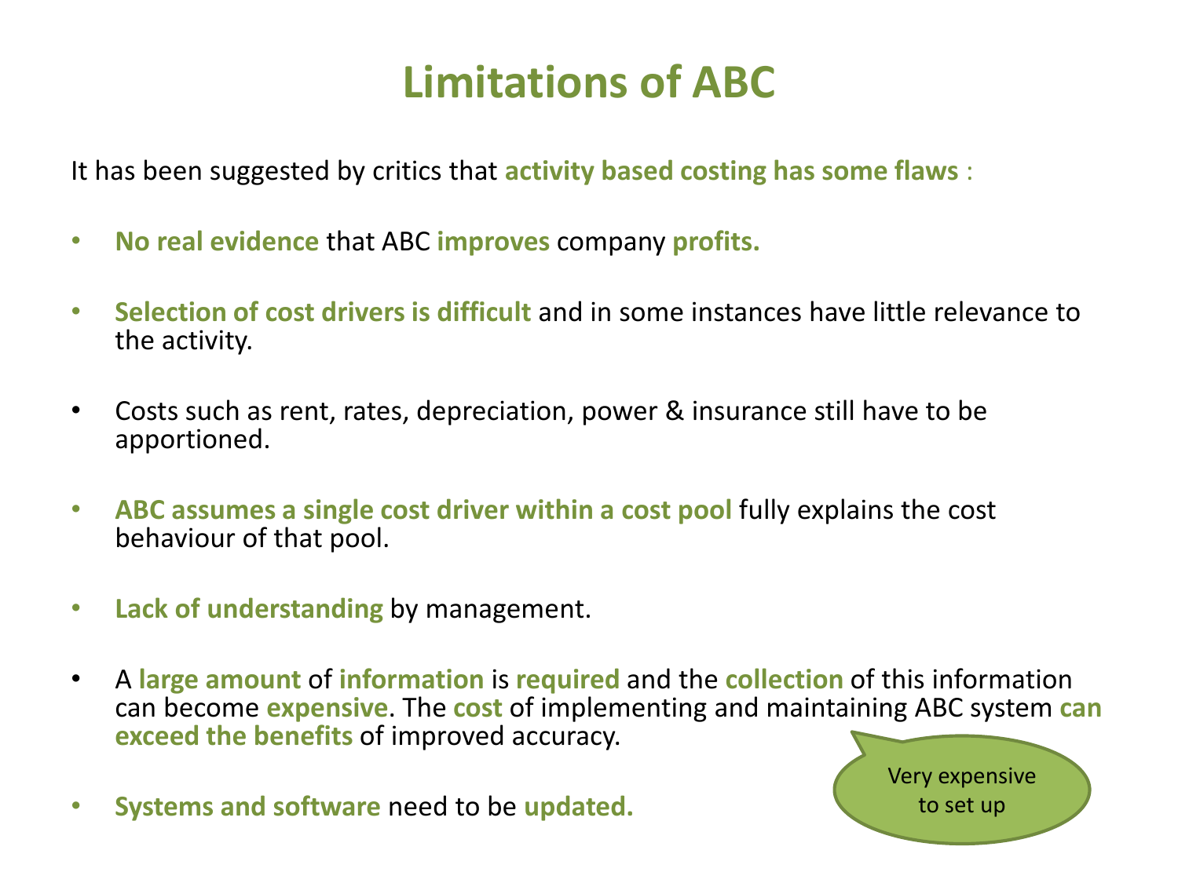# Limitations of ABC

It has been suggested by critics that **activity based costing has some flaws** :

- **No real evidence** that ABC **improves** company **profits.**
- **Selection of cost drivers is difficult** and in some instances have little relevance to the activity.
- Costs such as rent, rates, depreciation, power & insurance still have to be apportioned.
- **ABC assumes a single cost driver within a cost pool** fully explains the cost behaviour of that pool.
- **Lack of understanding** by management.
- A **large amount** of **information** is **required** and the **collection** of this information can become **expensive**. The **cost** of implementing and maintaining ABC system **can exceed the benefits** of improved accuracy.
- **Systems and software** need to be **updated.**

Very expensive to set up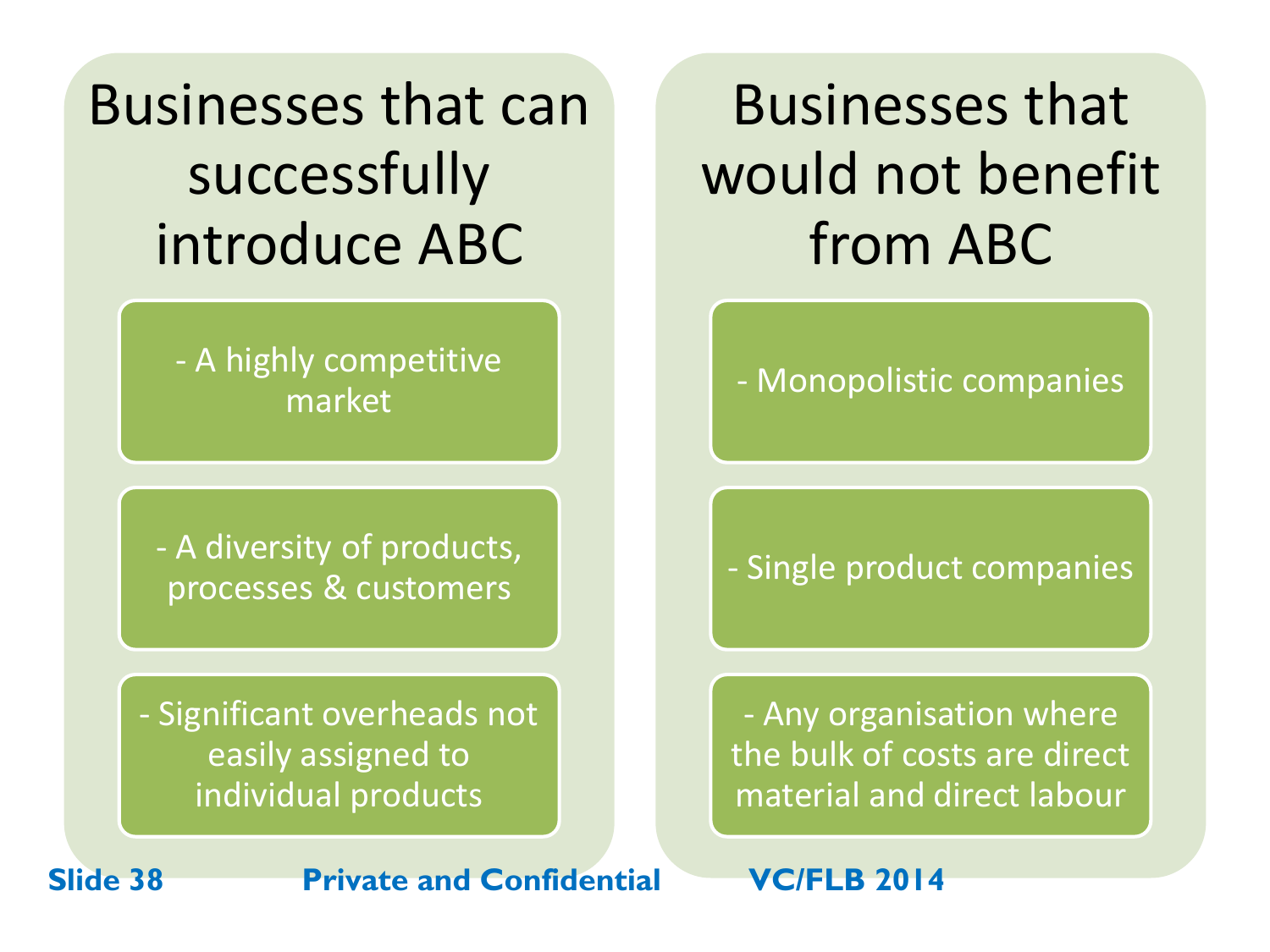## Businesses that can successfully introduce ABC

- A highly competitive market
- A diversity of products, processes & customers
- Significant overheads not easily assigned to individual products

## Businesses that would not benefit from ABC

- Monopolistic companies
- Single product companies
- Any organisation where the bulk of costs are direct material and direct labour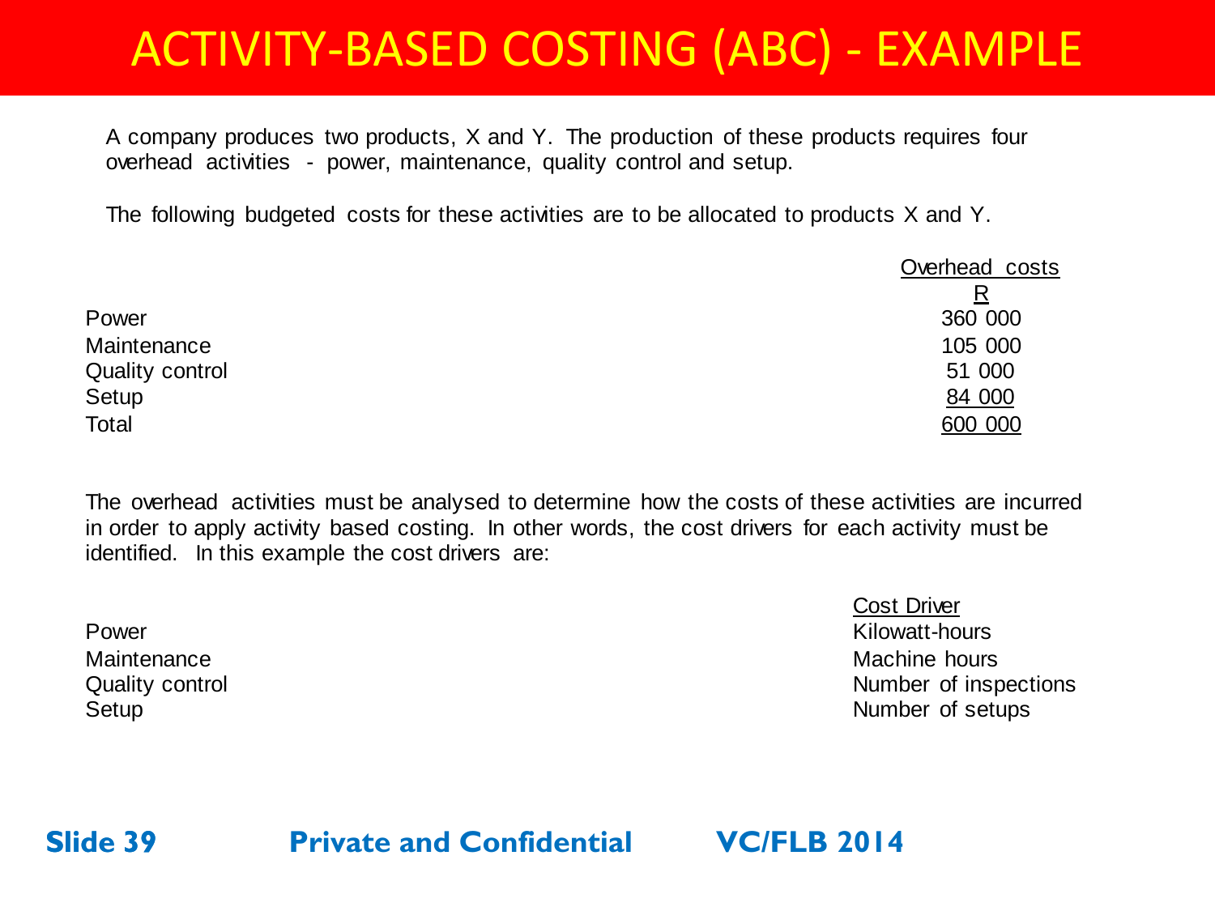# ACTIVITY-BASED COSTING (ABC) - EXAMPLE

A company produces two products, X and Y. The production of these products requires four overhead activities - power, maintenance, quality control and setup.

The following budgeted costs for these activities are to be allocated to products X and Y.

| | Overhead costs |
|---|---|
| | R |
| Power | 360 000 |
| Maintenance | 105 000 |
| Quality control | 51 000 |
| Setup | 84 000 |
| Total | 600 000 |

The overhead activities must be analysed to determine how the costs of these activities are incurred in order to apply activity based costing. In other words, the cost drivers for each activity must be identified. In this example the cost drivers are:

| | Cost Driver |
|---|---|
| Power | Kilowatt-hours |
| Maintenance | Machine hours |
| Quality control | Number of inspections |
| Setup | Number of setups |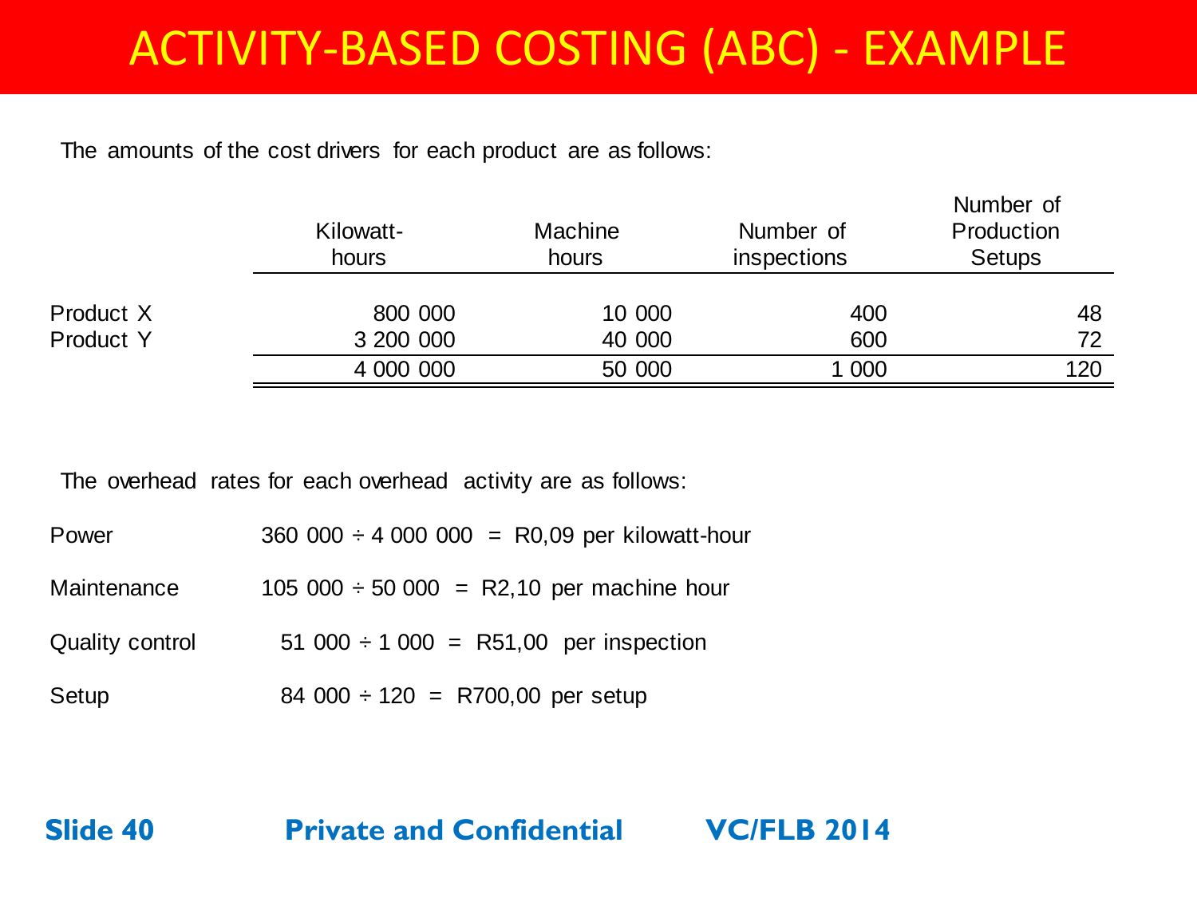# ACTIVITY-BASED COSTING (ABC) - EXAMPLE

The amounts of the cost drivers for each product are as follows:

| | Kilowatt-hours | Machine hours | Number of inspections | Number of Production Setups |
|---|---|---|---|---|
| Product X | 800 000 | 10 000 | 400 | 48 |
| Product Y | 3 200 000 | 40 000 | 600 | 72 |
| | 4 000 000 | 50 000 | 1 000 | 120 |

The overhead rates for each overhead activity are as follows:

| | |
|---|---|
| Power | 360 000 ÷ 4 000 000 = R0,09 per kilowatt-hour |
| Maintenance | 105 000 ÷ 50 000 = R2,10 per machine hour |
| Quality control | 51 000 ÷ 1 000 = R51,00 per inspection |
| Setup | 84 000 ÷ 120 = R700,00 per setup |

**Private and Confidential** **VC/FLB 2014**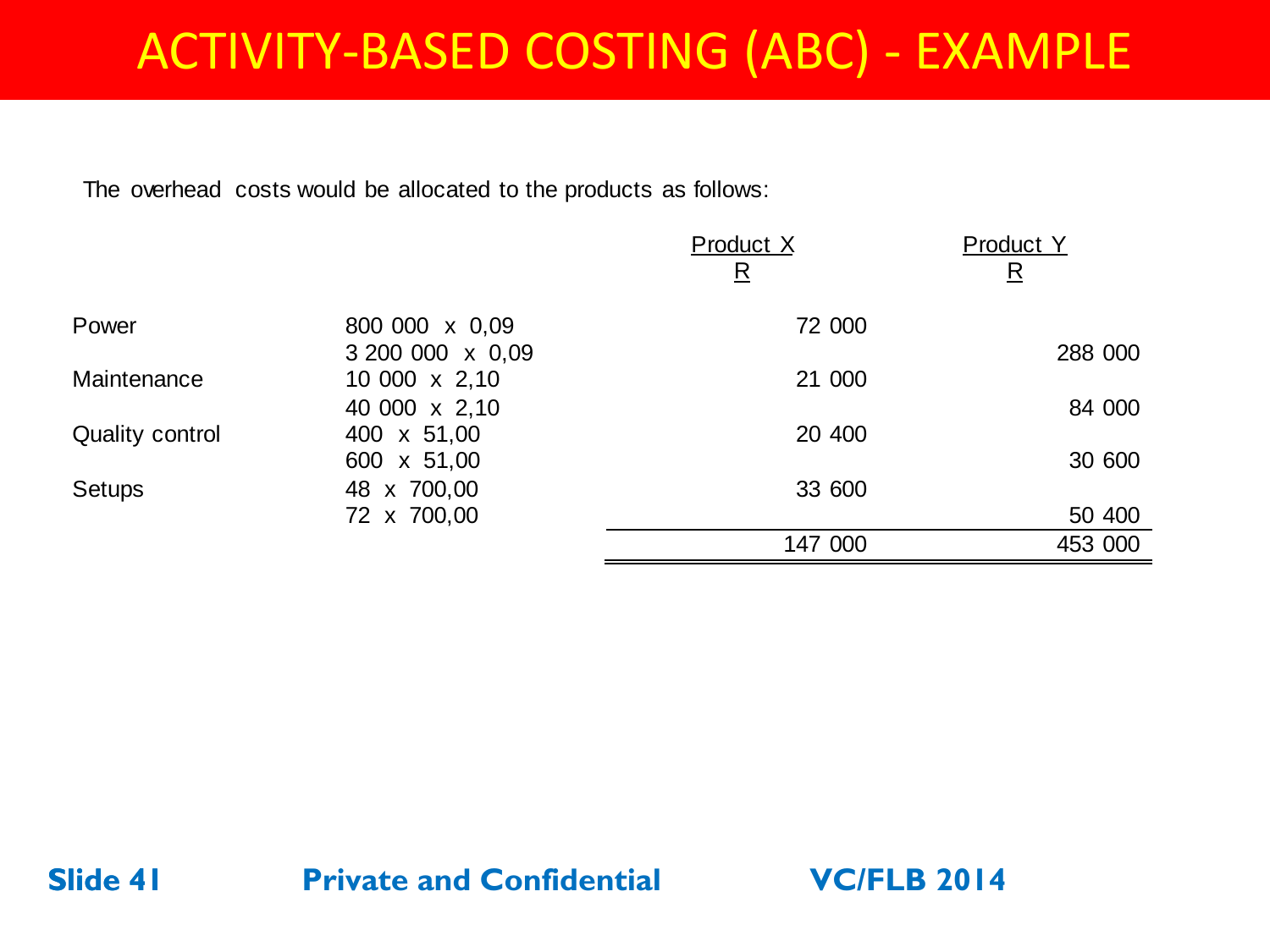# ACTIVITY-BASED COSTING (ABC) - EXAMPLE

The overhead costs would be allocated to the products as follows:

| | | Product X<br>R | Product Y<br>R |
|---|---|---|---|
| Power | 800 000 x 0,09 | 72 000 | |
| | 3 200 000 x 0,09 | | 288 000 |
| Maintenance | 10 000 x 2,10 | 21 000 | |
| | 40 000 x 2,10 | | 84 000 |
| Quality control | 400 x 51,00 | 20 400 | |
| | 600 x 51,00 | | 30 600 |
| Setups | 48 x 700,00 | 33 600 | |
| | 72 x 700,00 | | 50 400 |
| | | 147 000 | 453 000 |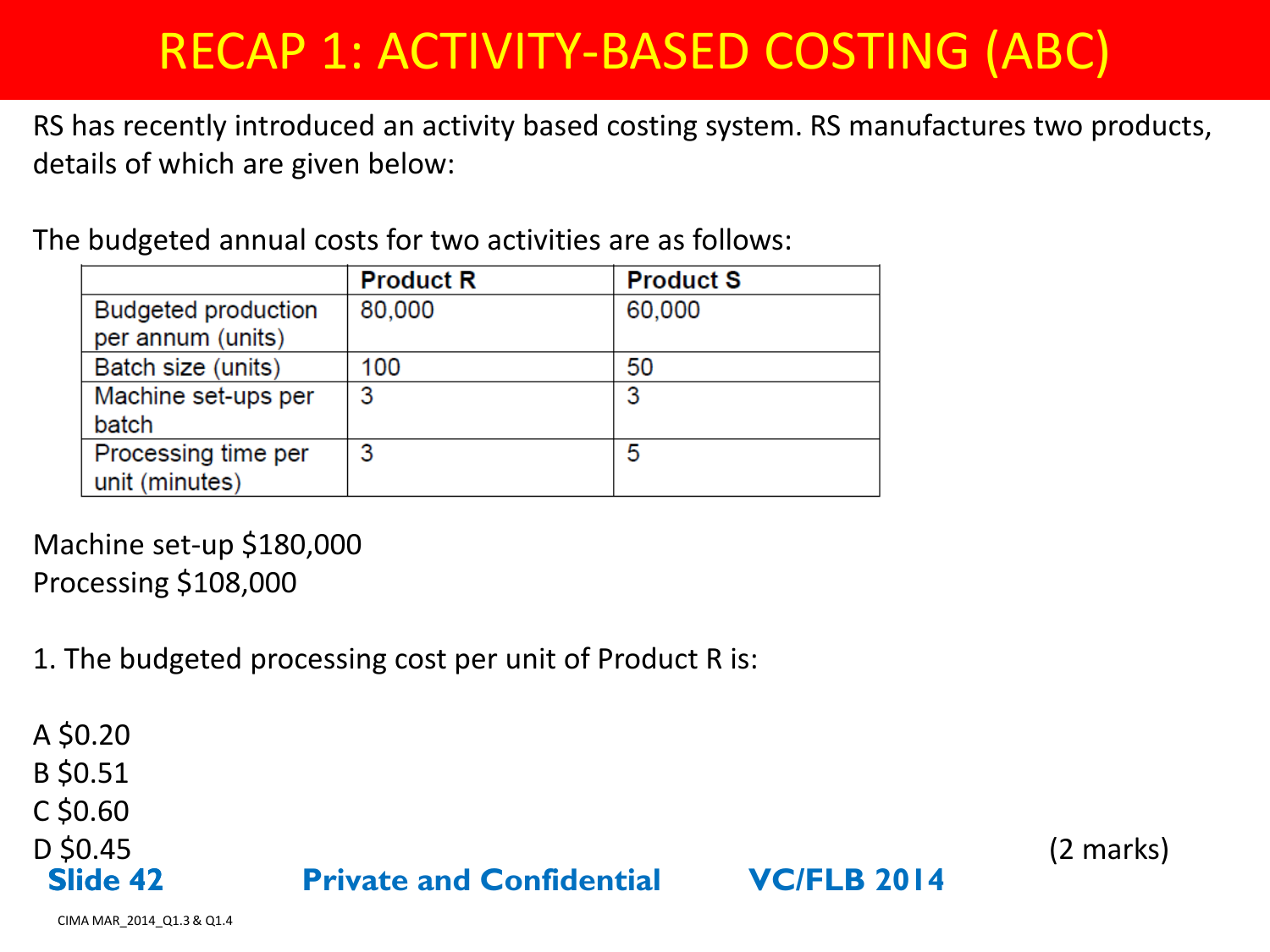# RECAP 1: ACTIVITY-BASED COSTING (ABC)

RS has recently introduced an activity based costing system. RS manufactures two products, details of which are given below:

The budgeted annual costs for two activities are as follows:

| | Product R | Product S |
|---|---|---|
| Budgeted production per annum (units) | 80,000 | 60,000 |
| Batch size (units) | 100 | 50 |
| Machine set-ups per batch | 3 | 3 |
| Processing time per unit (minutes) | 3 | 5 |

Machine set-up $180,000
Processing $108,000

1. The budgeted processing cost per unit of Product R is:

A $0.20
B $0.51
C $0.60
D $0.45

(2 marks)

CIMA MAR_2014_Q1.3 & Q1.4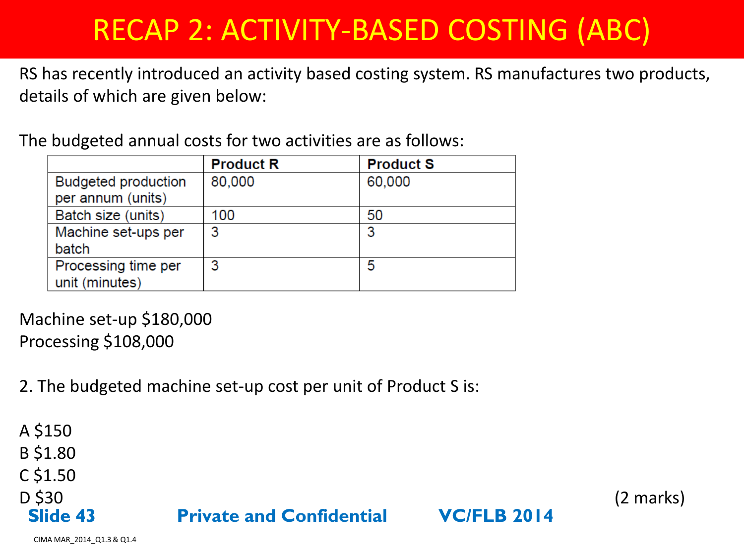# RECAP 2: ACTIVITY-BASED COSTING (ABC)

RS has recently introduced an activity based costing system. RS manufactures two products, details of which are given below:

The budgeted annual costs for two activities are as follows:

| | Product R | Product S |
|---|---|---|
| Budgeted production per annum (units) | 80,000 | 60,000 |
| Batch size (units) | 100 | 50 |
| Machine set-ups per batch | 3 | 3 |
| Processing time per unit (minutes) | 3 | 5 |

Machine set-up $180,000
Processing $108,000

2. The budgeted machine set-up cost per unit of Product S is:

A $150
B $1.80
C $1.50
D $30 (2 marks)

CIMA MAR_2014_Q1.3 & Q1.4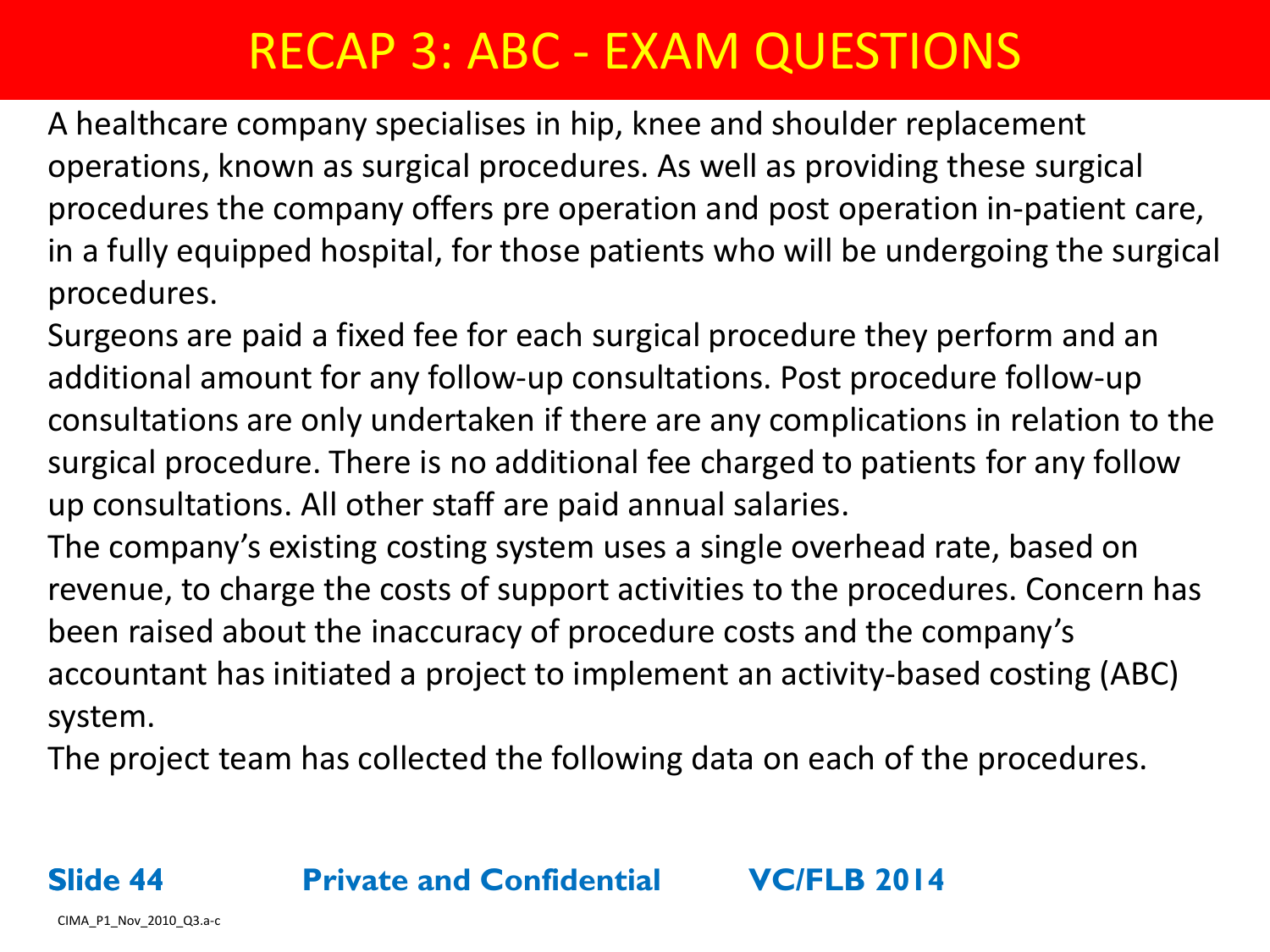# RECAP 3: ABC - EXAM QUESTIONS

A healthcare company specialises in hip, knee and shoulder replacement operations, known as surgical procedures. As well as providing these surgical procedures the company offers pre operation and post operation in-patient care, in a fully equipped hospital, for those patients who will be undergoing the surgical procedures.

Surgeons are paid a fixed fee for each surgical procedure they perform and an additional amount for any follow-up consultations. Post procedure follow-up consultations are only undertaken if there are any complications in relation to the surgical procedure. There is no additional fee charged to patients for any follow up consultations. All other staff are paid annual salaries.

The company's existing costing system uses a single overhead rate, based on revenue, to charge the costs of support activities to the procedures. Concern has been raised about the inaccuracy of procedure costs and the company's accountant has initiated a project to implement an activity-based costing (ABC) system.

The project team has collected the following data on each of the procedures.

CIMA_P1_Nov_2010_Q3.a-c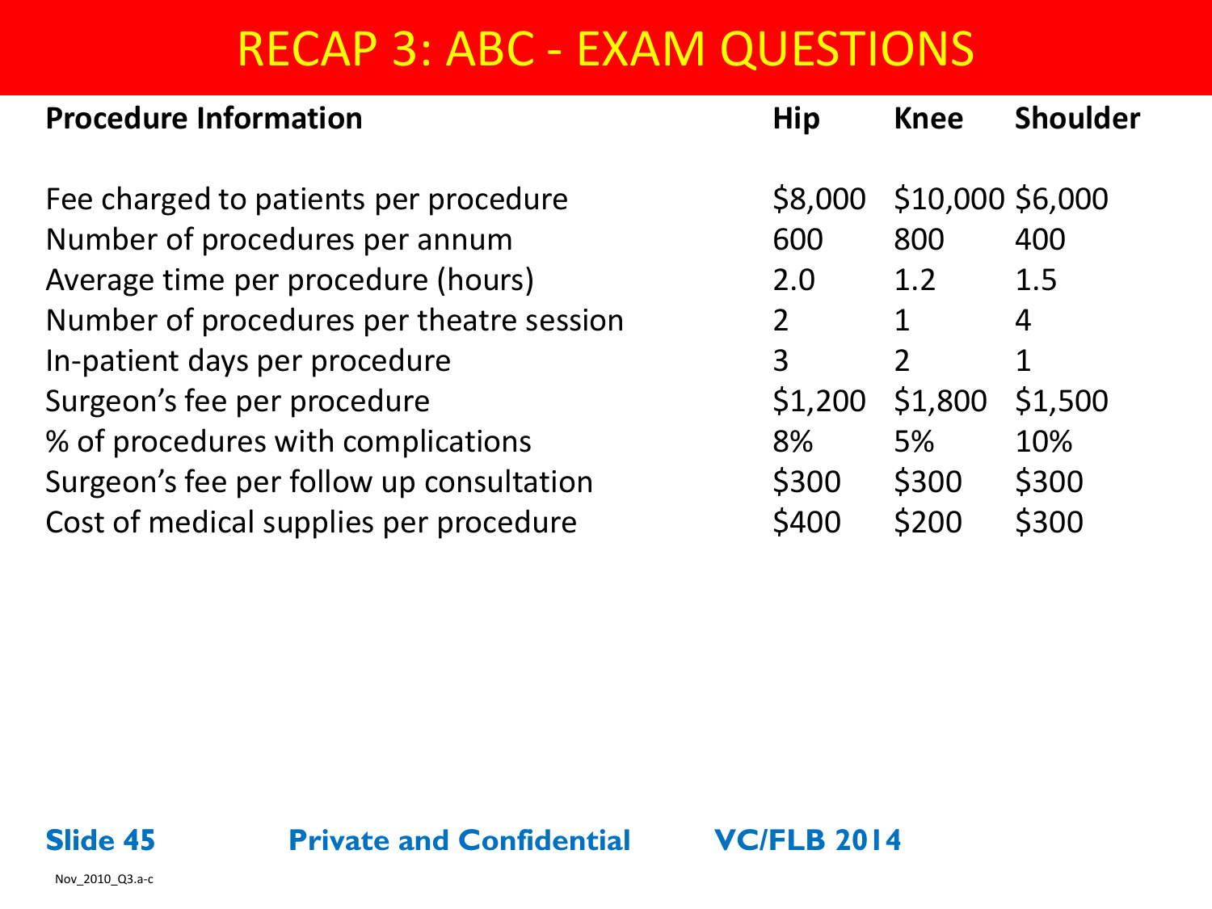# RECAP 3: ABC - EXAM QUESTIONS

| Procedure Information | Hip | Knee | Shoulder |
|---|---|---|---|
| Fee charged to patients per procedure | $8,000 | $10,000 | $6,000 |
| Number of procedures per annum | 600 | 800 | 400 |
| Average time per procedure (hours) | 2.0 | 1.2 | 1.5 |
| Number of procedures per theatre session | 2 | 1 | 4 |
| In-patient days per procedure | 3 | 2 | 1 |
| Surgeon's fee per procedure | $1,200 | $1,800 | $1,500 |
| % of procedures with complications | 8% | 5% | 10% |
| Surgeon's fee per follow up consultation | $300 | $300 | $300 |
| Cost of medical supplies per procedure | $400 | $200 | $300 |

Nov_2010_Q3.a-c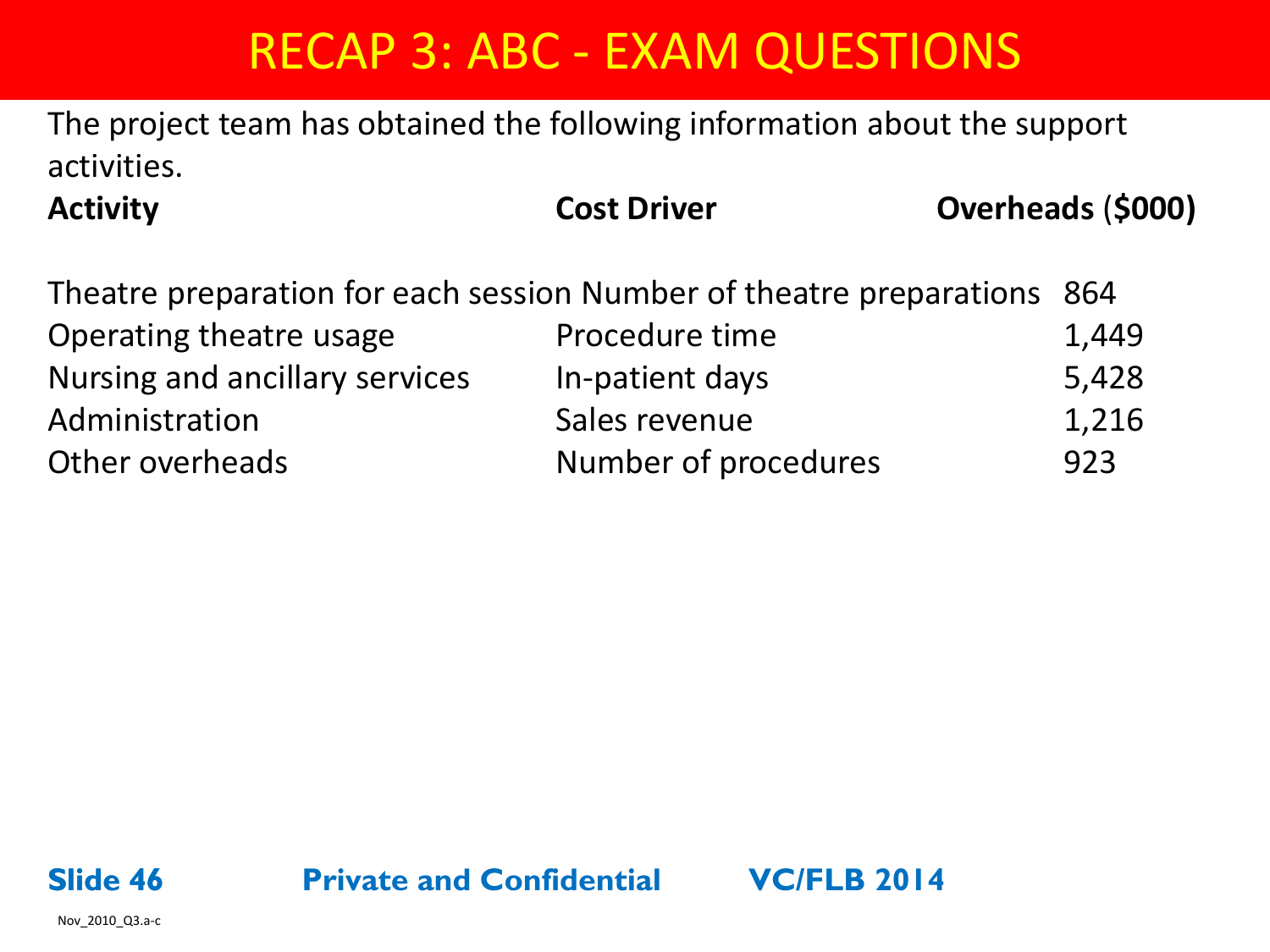# RECAP 3: ABC - EXAM QUESTIONS

The project team has obtained the following information about the support activities.

| Activity | Cost Driver | Overheads ($000) |
|---|---|---|
| Theatre preparation for each session | Number of theatre preparations | 864 |
| Operating theatre usage | Procedure time | 1,449 |
| Nursing and ancillary services | In-patient days | 5,428 |
| Administration | Sales revenue | 1,216 |
| Other overheads | Number of procedures | 923 |

Nov_2010_Q3.a-c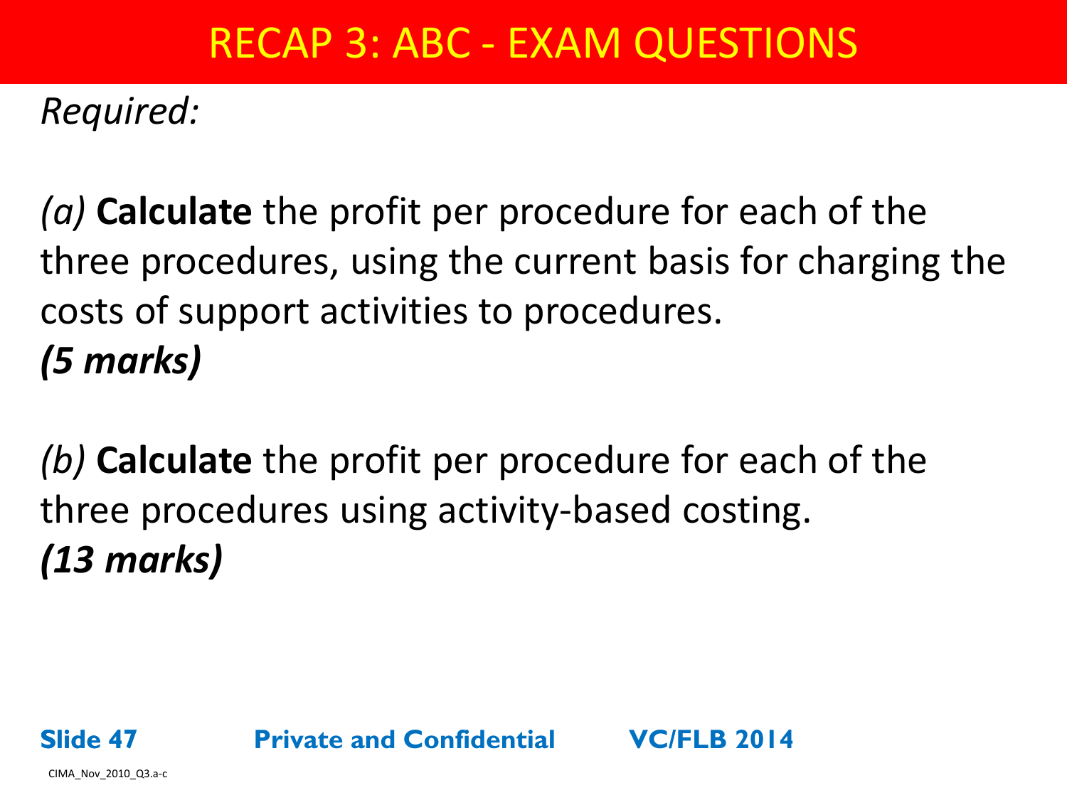# RECAP 3: ABC - EXAM QUESTIONS

*Required:*

*(a)* **Calculate** the profit per procedure for each of the three procedures, using the current basis for charging the costs of support activities to procedures.
***(5 marks)***

*(b)* **Calculate** the profit per procedure for each of the three procedures using activity-based costing.
***(13 marks)***

CIMA_Nov_2010_Q3.a-c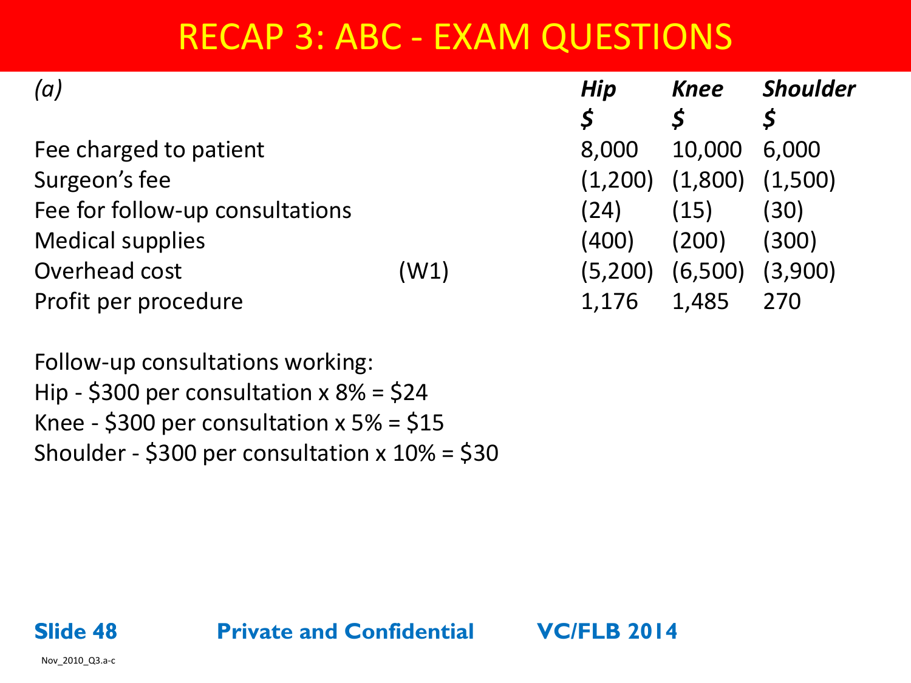# RECAP 3: ABC - EXAM QUESTIONS

| *(a)* | | ***Hip*** | ***Knee*** | ***Shoulder*** |
|---|---|---|---|---|
| | | ***$*** | ***$*** | ***$*** |
| Fee charged to patient | | 8,000 | 10,000 | 6,000 |
| Surgeon's fee | | (1,200) | (1,800) | (1,500) |
| Fee for follow-up consultations | | (24) | (15) | (30) |
| Medical supplies | | (400) | (200) | (300) |
| Overhead cost | (W1) | (5,200) | (6,500) | (3,900) |
| Profit per procedure | | 1,176 | 1,485 | 270 |

Follow-up consultations working:

Hip - $300 per consultation x 8% = $24

Knee - $300 per consultation x 5% = $15

Shoulder - $300 per consultation x 10% = $30

Nov_2010_Q3.a-c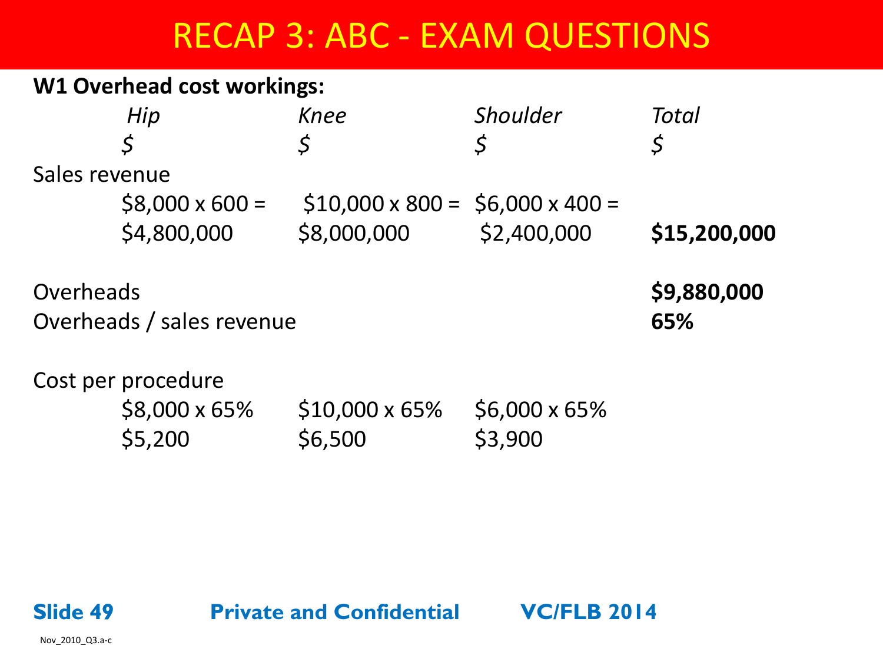# RECAP 3: ABC - EXAM QUESTIONS

**W1 Overhead cost workings:**

| | *Hip* | *Knee* | *Shoulder* | *Total* |
|---|---|---|---|---|
| | *$* | *$* | *$* | *$* |
| Sales revenue | | | | |
| | $8,000 x 600 = | $10,000 x 800 = | $6,000 x 400 = | |
| | $4,800,000 | $8,000,000 | $2,400,000 | **$15,200,000** |
| | | | | |
| Overheads | | | | **$9,880,000** |
| Overheads / sales revenue | | | | **65%** |
| | | | | |
| Cost per procedure | | | | |
| | $8,000 x 65% | $10,000 x 65% | $6,000 x 65% | |
| | $5,200 | $6,500 | $3,900 | |

Nov_2010_Q3.a-c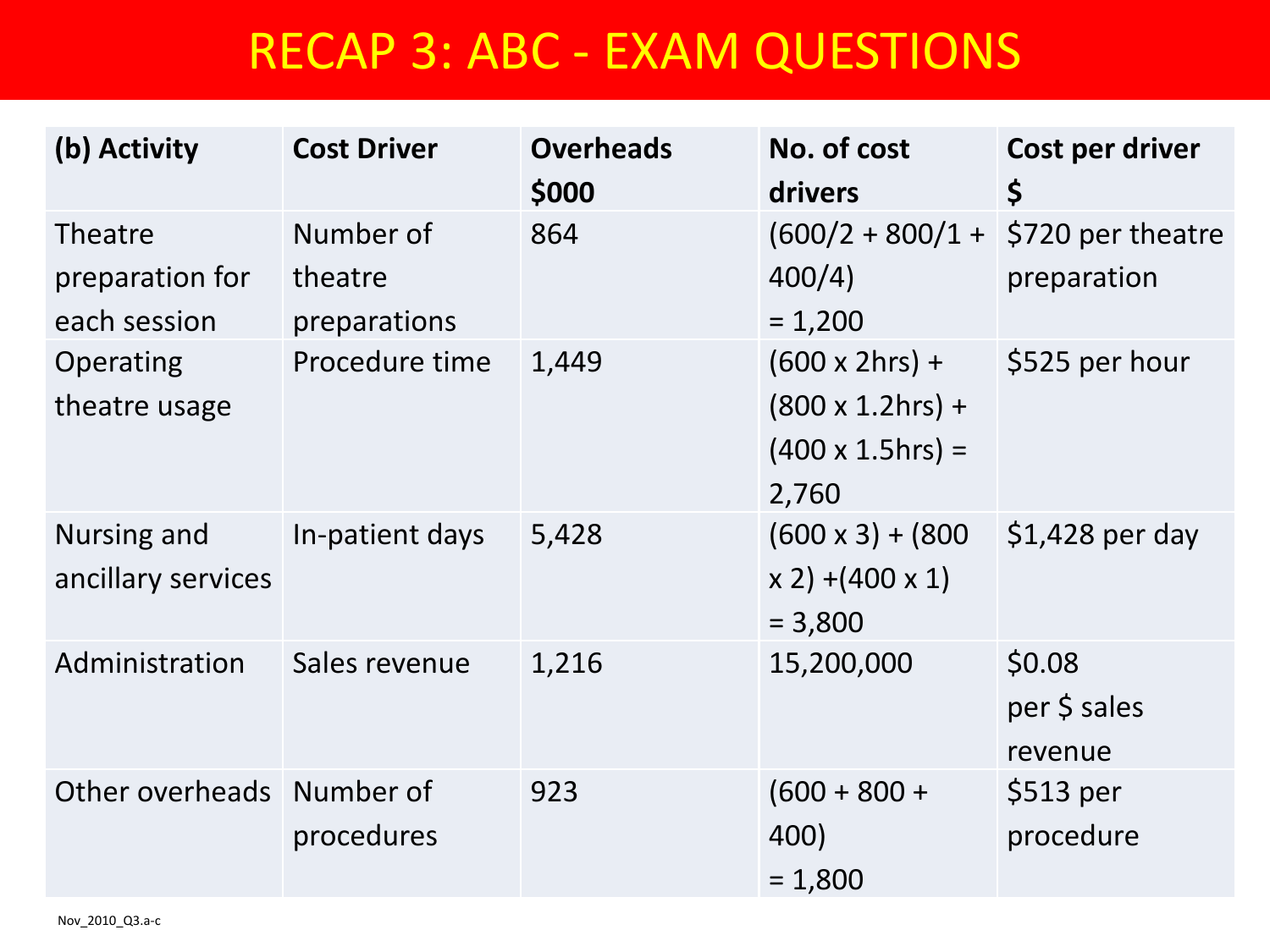# RECAP 3: ABC - EXAM QUESTIONS

| (b) Activity | Cost Driver | Overheads \$000 | No. of cost drivers | Cost per driver \$ |
|---|---|---|---|---|
| Theatre preparation for each session | Number of theatre preparations | 864 | (600/2 + 800/1 + 400/4) = 1,200 | \$720 per theatre preparation |
| Operating theatre usage | Procedure time | 1,449 | (600 x 2hrs) + (800 x 1.2hrs) + (400 x 1.5hrs) = 2,760 | \$525 per hour |
| Nursing and ancillary services | In-patient days | 5,428 | (600 x 3) + (800 x 2) +(400 x 1) = 3,800 | \$1,428 per day |
| Administration | Sales revenue | 1,216 | 15,200,000 | \$0.08 per \$ sales revenue |
| Other overheads | Number of procedures | 923 | (600 + 800 + 400) = 1,800 | \$513 per procedure |

Nov_2010_Q3.a-c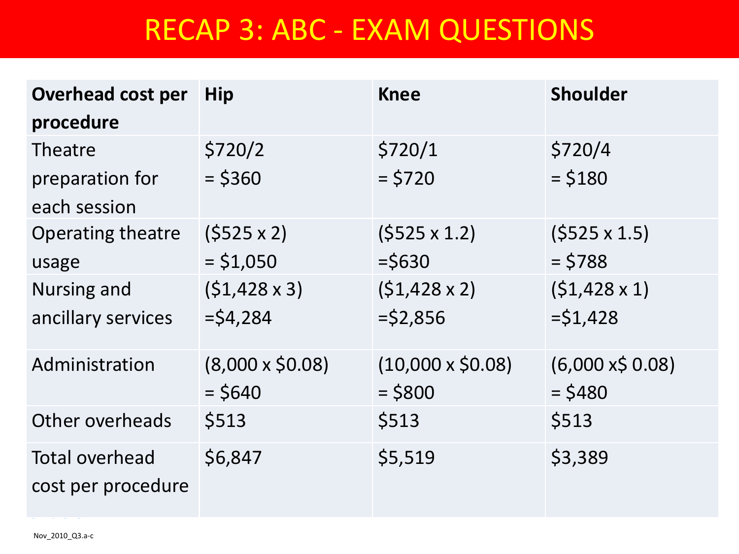# RECAP 3: ABC - EXAM QUESTIONS

| Overhead cost per procedure | Hip | Knee | Shoulder |
| --- | --- | --- | --- |
| Theatre preparation for each session | \$720/2 = \$360 | \$720/1 = \$720 | \$720/4 = \$180 |
| Operating theatre usage | (\$525 x 2) = \$1,050 | (\$525 x 1.2) =\$630 | (\$525 x 1.5) = \$788 |
| Nursing and ancillary services | (\$1,428 x 3) =\$4,284 | (\$1,428 x 2) =\$2,856 | (\$1,428 x 1) =\$1,428 |
| Administration | (8,000 x \$0.08) = \$640 | (10,000 x \$0.08) = \$800 | (6,000 x\$ 0.08) = \$480 |
| Other overheads | \$513 | \$513 | \$513 |
| Total overhead cost per procedure | \$6,847 | \$5,519 | \$3,389 |

Nov_2010_Q3.a-c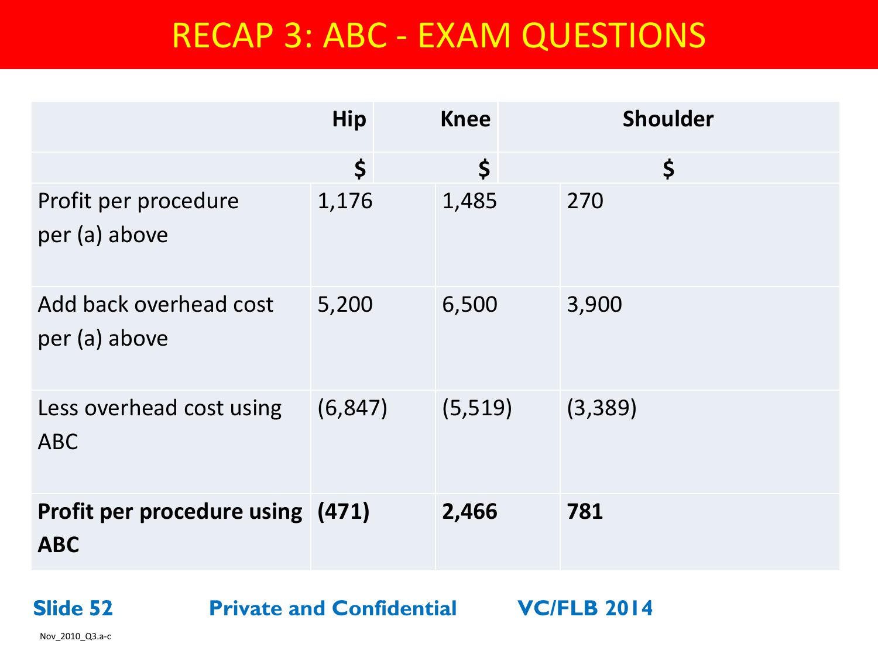# RECAP 3: ABC - EXAM QUESTIONS

| | Hip | Knee | Shoulder |
|---|---|---|---|
| | $ | $ | $ |
| Profit per procedure per (a) above | 1,176 | 1,485 | 270 |
| Add back overhead cost per (a) above | 5,200 | 6,500 | 3,900 |
| Less overhead cost using ABC | (6,847) | (5,519) | (3,389) |
| **Profit per procedure using ABC** | **(471)** | **2,466** | **781** |

**Private and Confidential** **VC/FLB 2014**

Nov_2010_Q3.a-c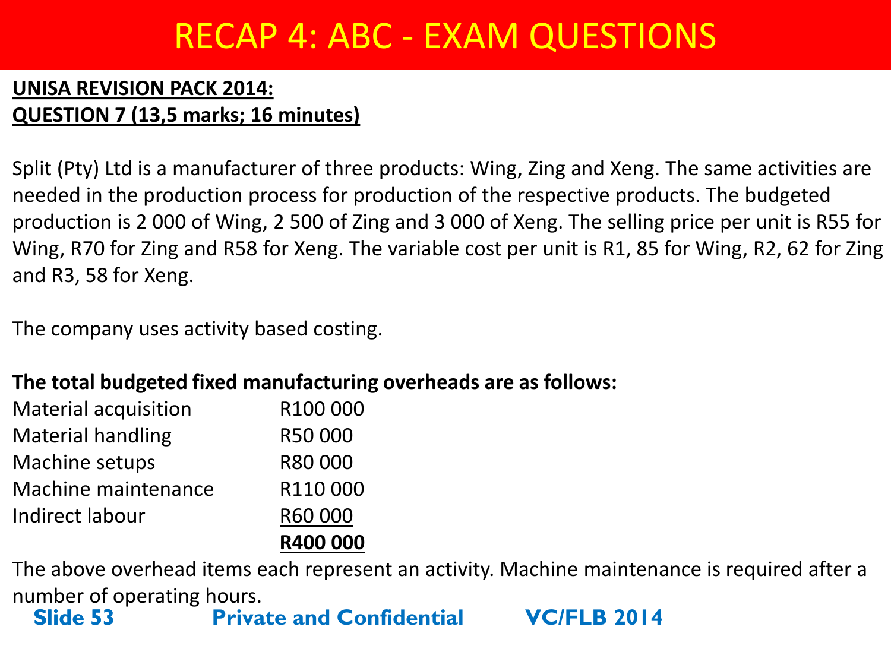# RECAP 4: ABC - EXAM QUESTIONS

**UNISA REVISION PACK 2014:**
**QUESTION 7 (13,5 marks; 16 minutes)**

Split (Pty) Ltd is a manufacturer of three products: Wing, Zing and Xeng. The same activities are needed in the production process for production of the respective products. The budgeted production is 2 000 of Wing, 2 500 of Zing and 3 000 of Xeng. The selling price per unit is R55 for Wing, R70 for Zing and R58 for Xeng. The variable cost per unit is R1, 85 for Wing, R2, 62 for Zing and R3, 58 for Xeng.

The company uses activity based costing.

**The total budgeted fixed manufacturing overheads are as follows:**

| | |
|---|---|
| Material acquisition | R100 000 |
| Material handling | R50 000 |
| Machine setups | R80 000 |
| Machine maintenance | R110 000 |
| Indirect labour | R60 000 |
| | **R400 000** |

The above overhead items each represent an activity. Machine maintenance is required after a number of operating hours.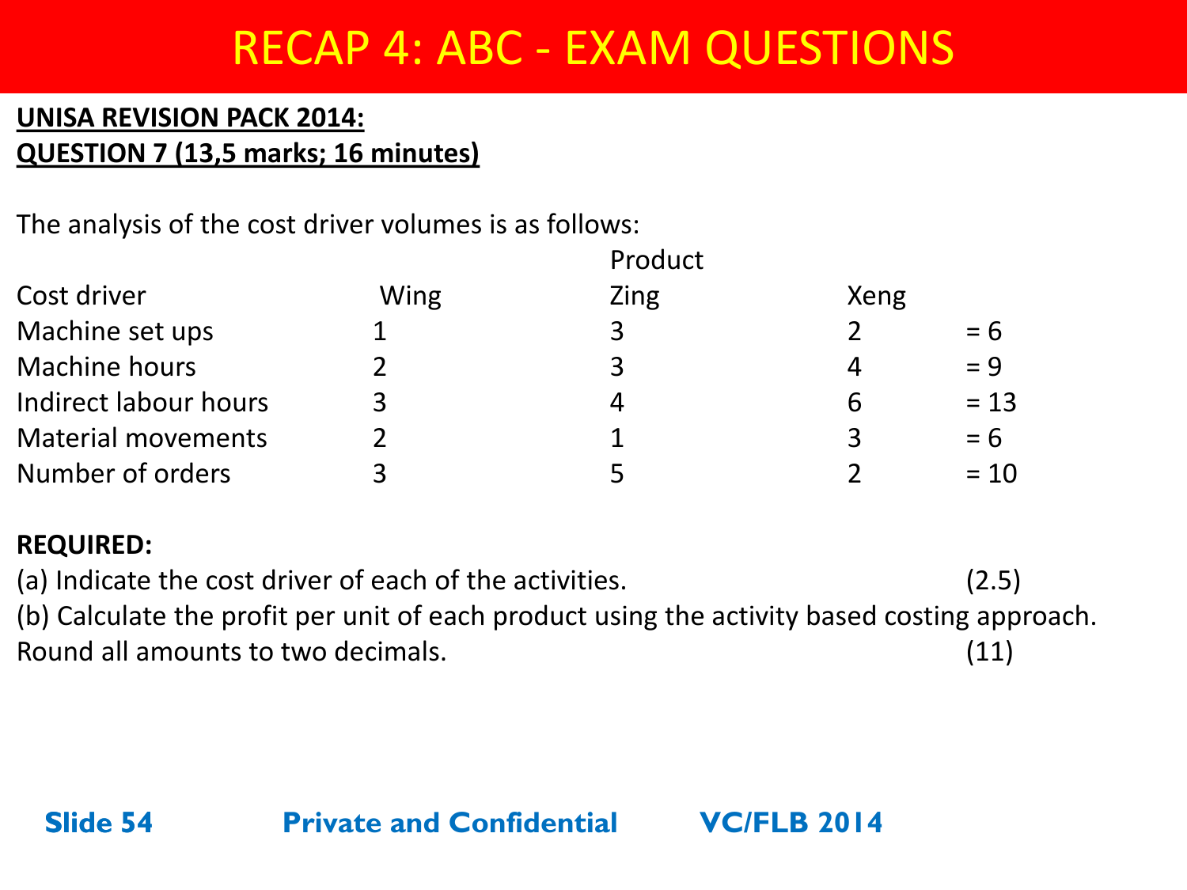# RECAP 4: ABC - EXAM QUESTIONS

**UNISA REVISION PACK 2014:**
**QUESTION 7 (13,5 marks; 16 minutes)**

The analysis of the cost driver volumes is as follows:

| | | Product | | |
|---|---|---|---|---|
| Cost driver | Wing | Zing | Xeng | |
| Machine set ups | 1 | 3 | 2 | = 6 |
| Machine hours | 2 | 3 | 4 | = 9 |
| Indirect labour hours | 3 | 4 | 6 | = 13 |
| Material movements | 2 | 1 | 3 | = 6 |
| Number of orders | 3 | 5 | 2 | = 10 |

**REQUIRED:**

(a) Indicate the cost driver of each of the activities. (2.5)

(b) Calculate the profit per unit of each product using the activity based costing approach. Round all amounts to two decimals. (11)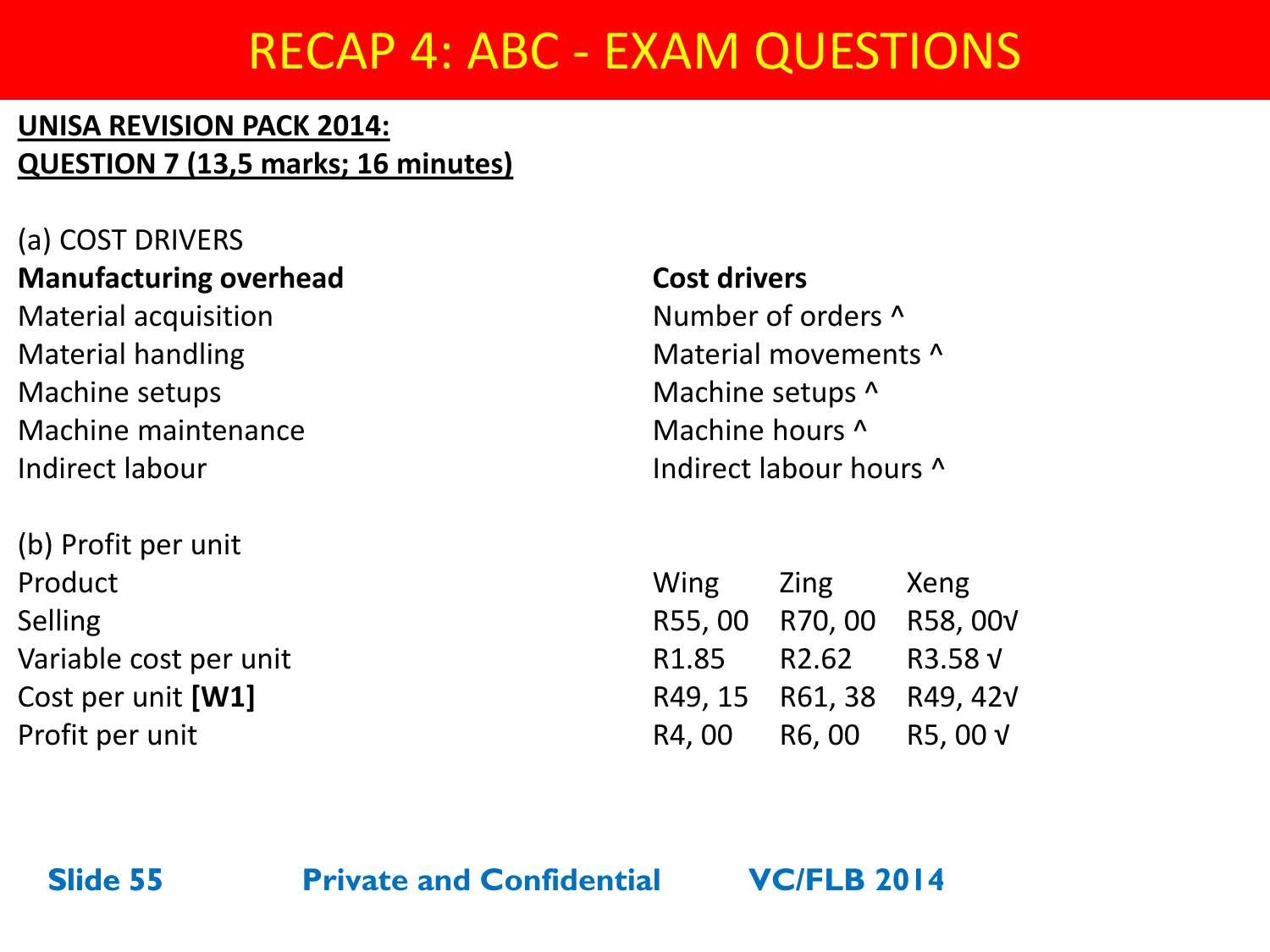# RECAP 4: ABC - EXAM QUESTIONS

**UNISA REVISION PACK 2014:**
**QUESTION 7 (13,5 marks; 16 minutes)**

(a) COST DRIVERS

| **Manufacturing overhead** | **Cost drivers** |
|---|---|
| Material acquisition | Number of orders ^ |
| Material handling | Material movements ^ |
| Machine setups | Machine setups ^ |
| Machine maintenance | Machine hours ^ |
| Indirect labour | Indirect labour hours ^ |

(b) Profit per unit

| Product | Wing | Zing | Xeng |
|---|---|---|---|
| Selling | R55, 00 | R70, 00 | R58, 00√ |
| Variable cost per unit | R1.85 | R2.62 | R3.58 √ |
| Cost per unit **[W1]** | R49, 15 | R61, 38 | R49, 42√ |
| Profit per unit | R4, 00 | R6, 00 | R5, 00 √ |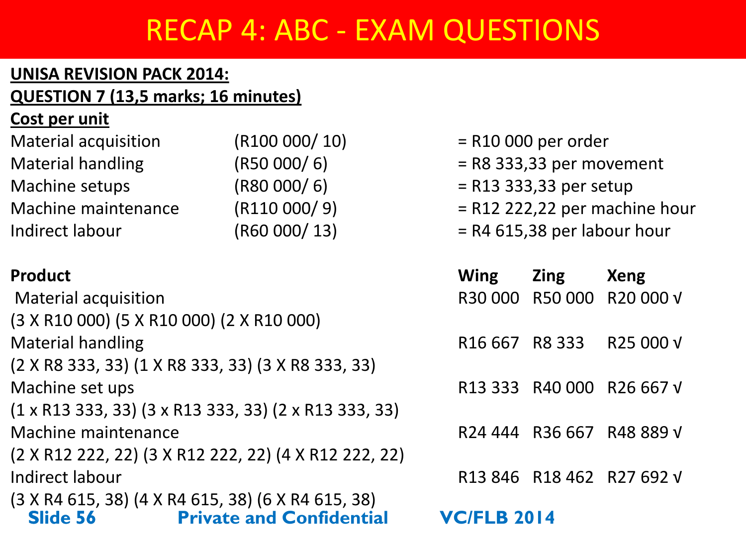# RECAP 4: ABC - EXAM QUESTIONS

**UNISA REVISION PACK 2014:**

**QUESTION 7 (13,5 marks; 16 minutes)**

**Cost per unit**

| | | |
|---|---|---|
| Material acquisition | (R100 000/ 10) | = R10 000 per order |
| Material handling | (R50 000/ 6) | = R8 333,33 per movement |
| Machine setups | (R80 000/ 6) | = R13 333,33 per setup |
| Machine maintenance | (R110 000/ 9) | = R12 222,22 per machine hour |
| Indirect labour | (R60 000/ 13) | = R4 615,38 per labour hour |

| **Product** | **Wing** | **Zing** | **Xeng** |
|---|---|---|---|
| Material acquisition (3 X R10 000) (5 X R10 000) (2 X R10 000) | R30 000 | R50 000 | R20 000 √ |
| Material handling (2 X R8 333, 33) (1 X R8 333, 33) (3 X R8 333, 33) | R16 667 | R8 333 | R25 000 √ |
| Machine set ups (1 x R13 333, 33) (3 x R13 333, 33) (2 x R13 333, 33) | R13 333 | R40 000 | R26 667 √ |
| Machine maintenance (2 X R12 222, 22) (3 X R12 222, 22) (4 X R12 222, 22) | R24 444 | R36 667 | R48 889 √ |
| Indirect labour (3 X R4 615, 38) (4 X R4 615, 38) (6 X R4 615, 38) | R13 846 | R18 462 | R27 692 √ |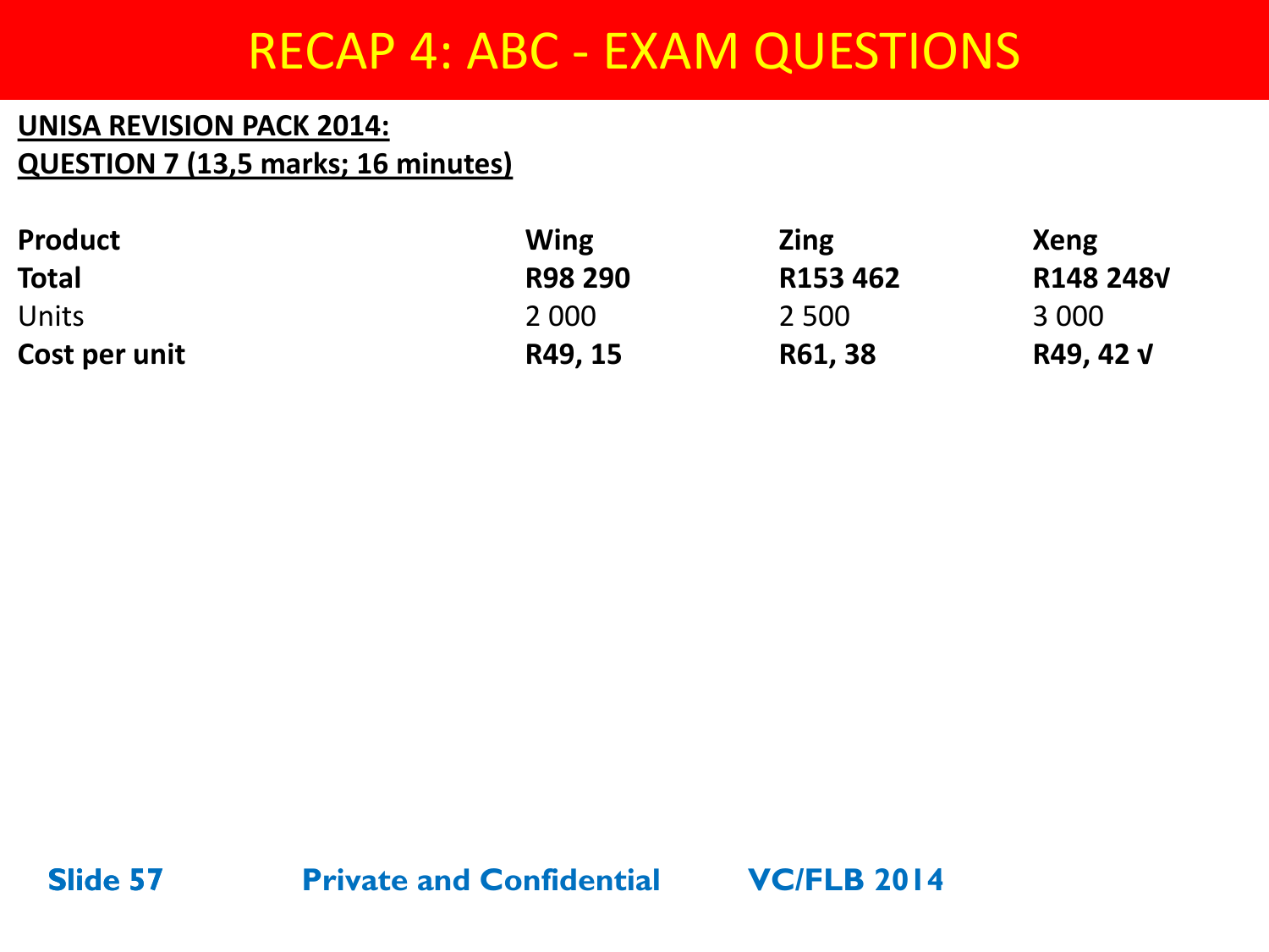# RECAP 4: ABC - EXAM QUESTIONS

**UNISA REVISION PACK 2014:**
**QUESTION 7 (13,5 marks; 16 minutes)**

| **Product** | **Wing** | **Zing** | **Xeng** |
|---|---|---|---|
| **Total** | **R98 290** | **R153 462** | **R148 248√** |
| Units | 2 000 | 2 500 | 3 000 |
| **Cost per unit** | **R49, 15** | **R61, 38** | **R49, 42 √** |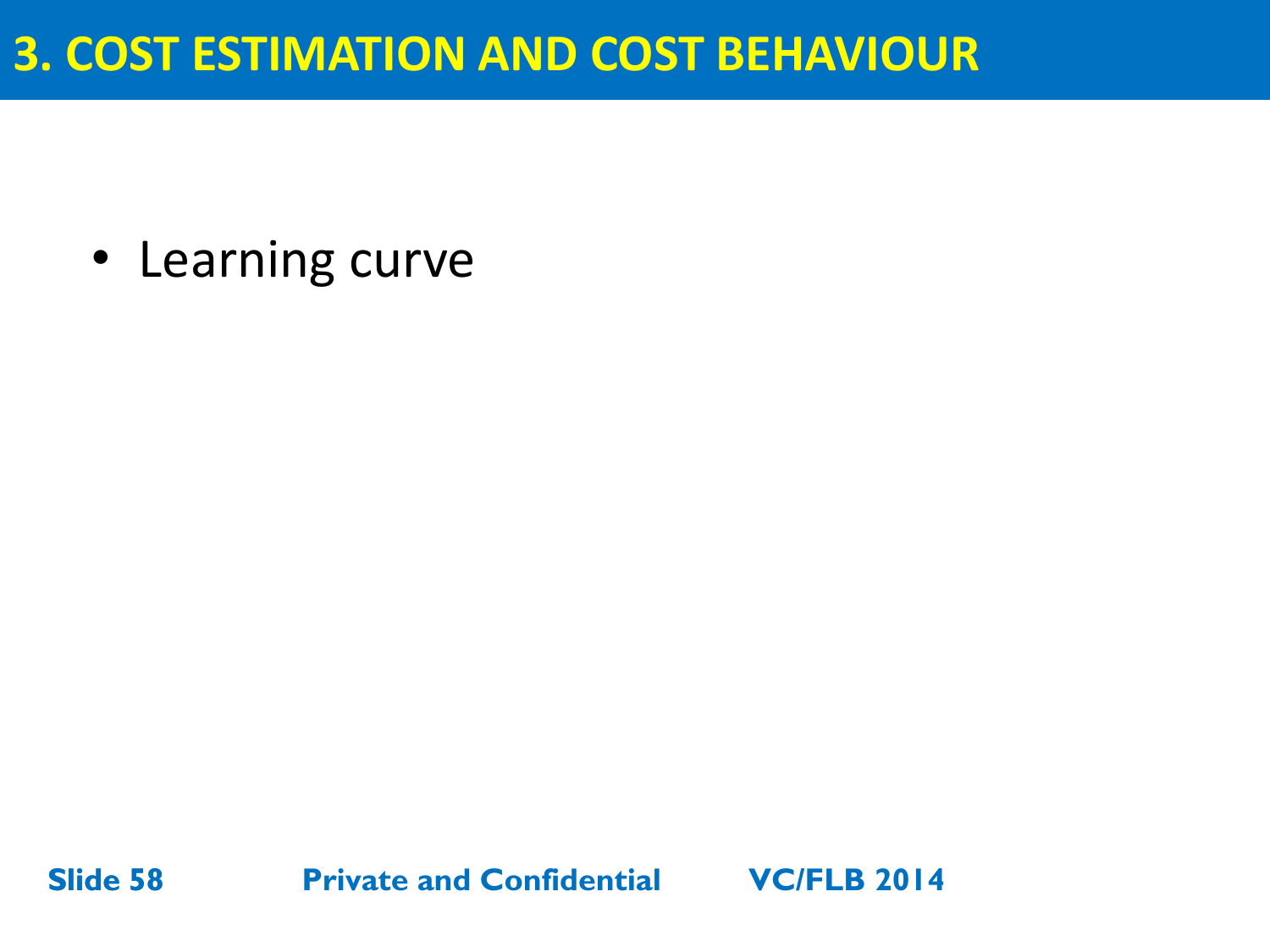# 3. COST ESTIMATION AND COST BEHAVIOUR

- Learning curve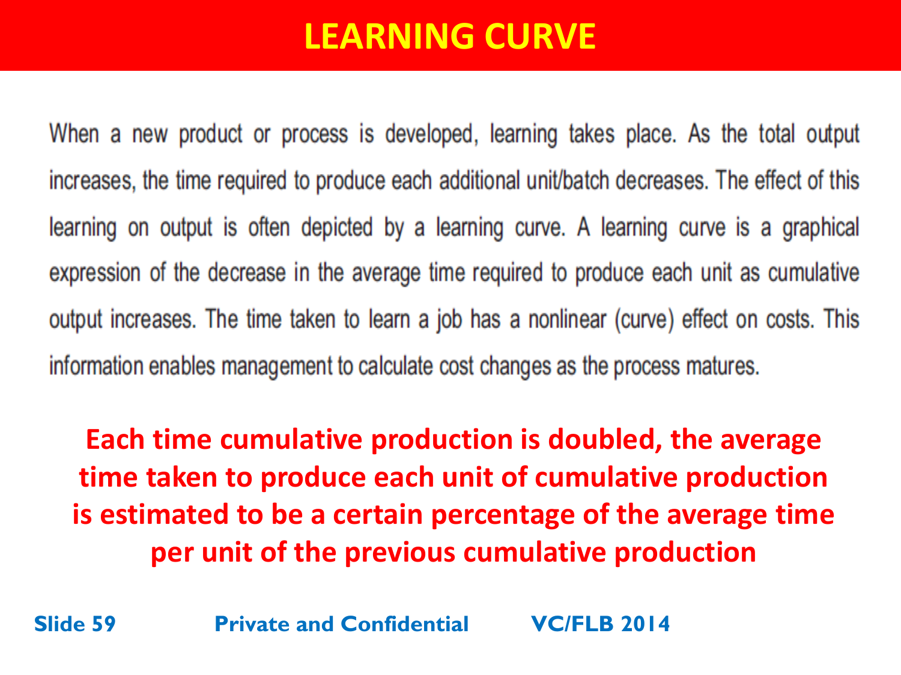# LEARNING CURVE

When a new product or process is developed, learning takes place. As the total output increases, the time required to produce each additional unit/batch decreases. The effect of this learning on output is often depicted by a learning curve. A learning curve is a graphical expression of the decrease in the average time required to produce each unit as cumulative output increases. The time taken to learn a job has a nonlinear (curve) effect on costs. This information enables management to calculate cost changes as the process matures.

**Each time cumulative production is doubled, the average time taken to produce each unit of cumulative production is estimated to be a certain percentage of the average time per unit of the previous cumulative production**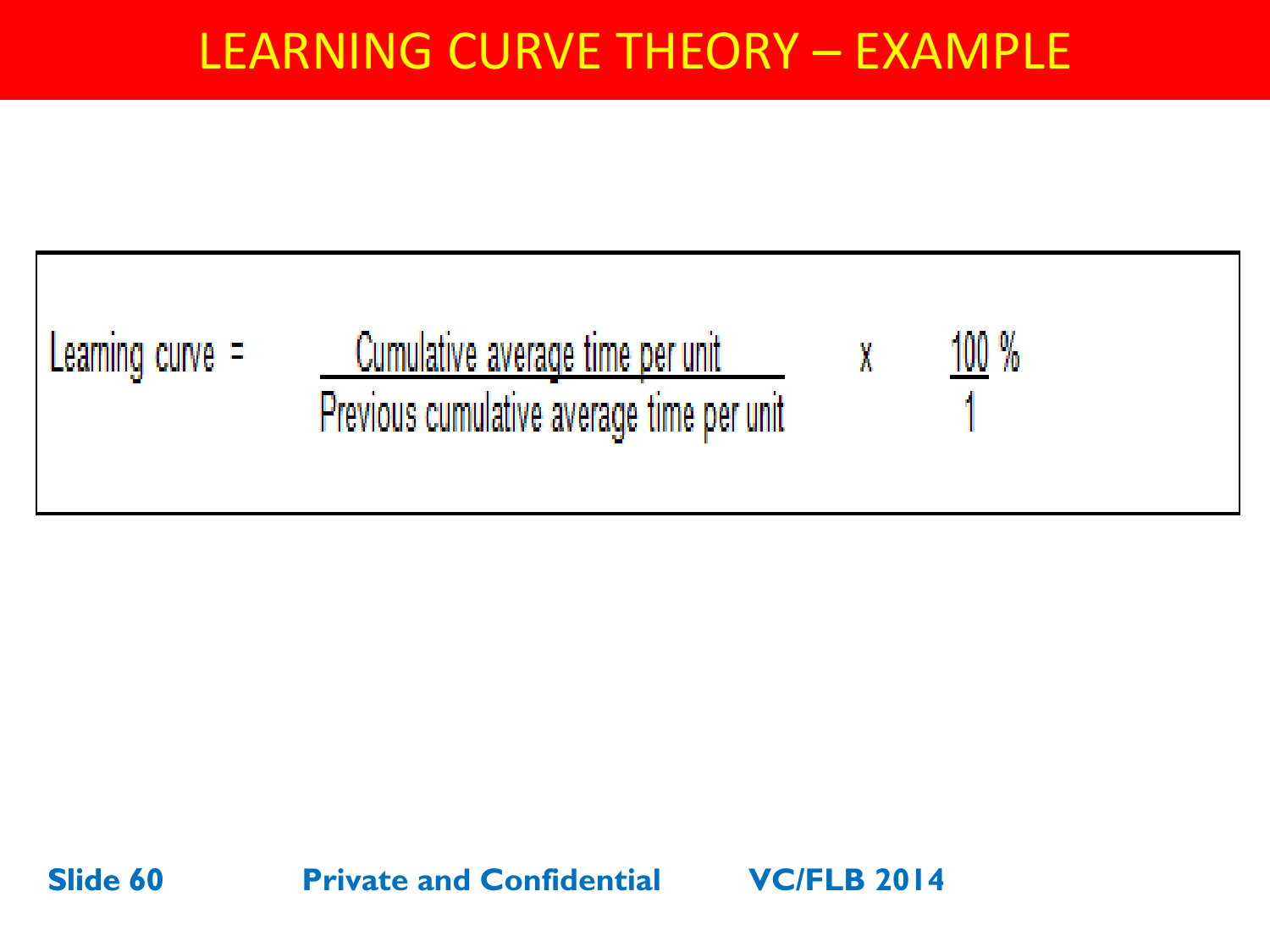# LEARNING CURVE THEORY – EXAMPLE

$$\text{Learning curve} = \frac{\text{Cumulative average time per unit}}{\text{Previous cumulative average time per unit}} \times \frac{100}{1}\%$$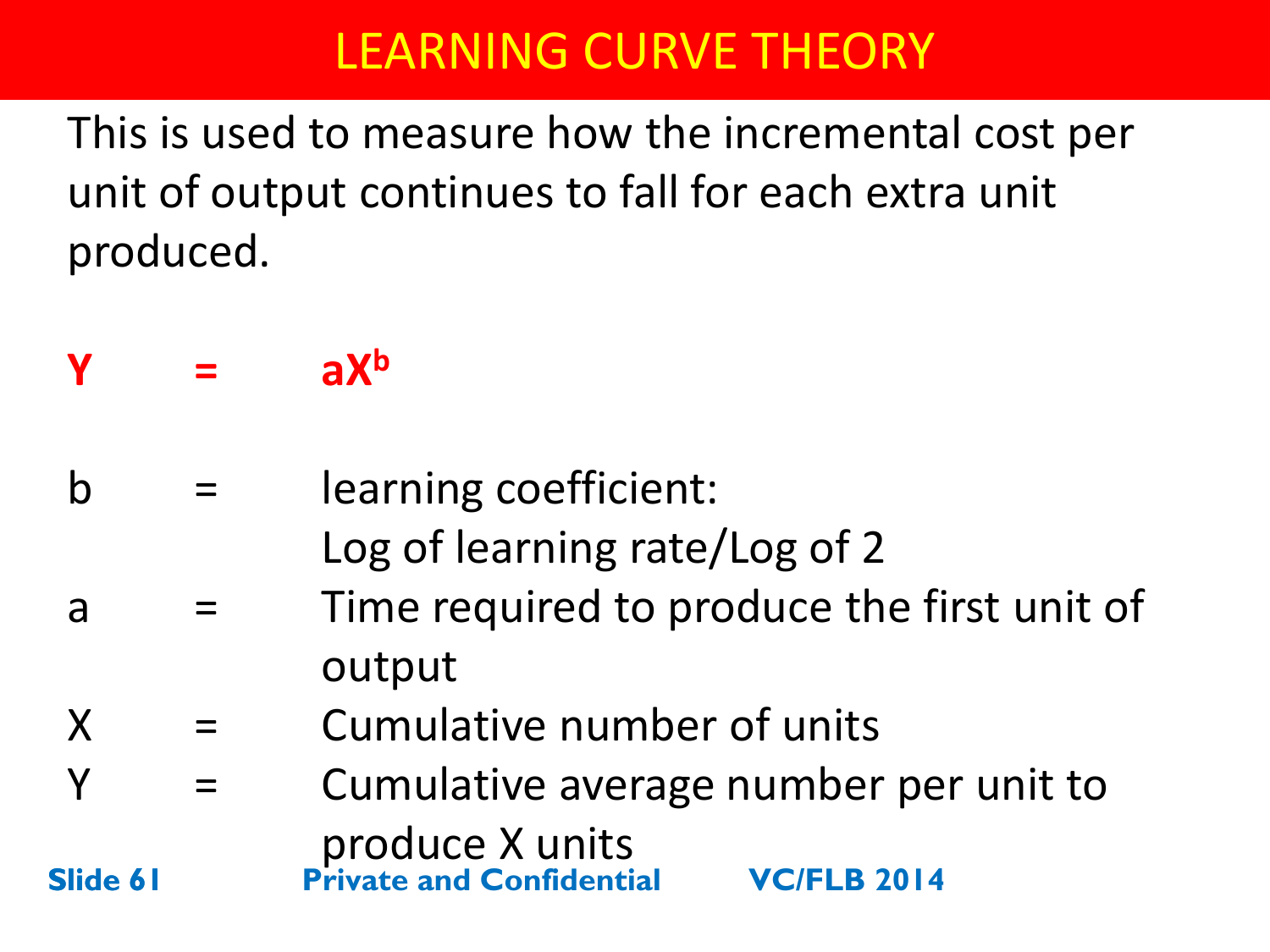# LEARNING CURVE THEORY

This is used to measure how the incremental cost per unit of output continues to fall for each extra unit produced.

$$Y = aX^b$$

- $b$ = learning coefficient: Log of learning rate/Log of 2
- $a$ = Time required to produce the first unit of output
- $X$ = Cumulative number of units
- $Y$ = Cumulative average number per unit to produce X units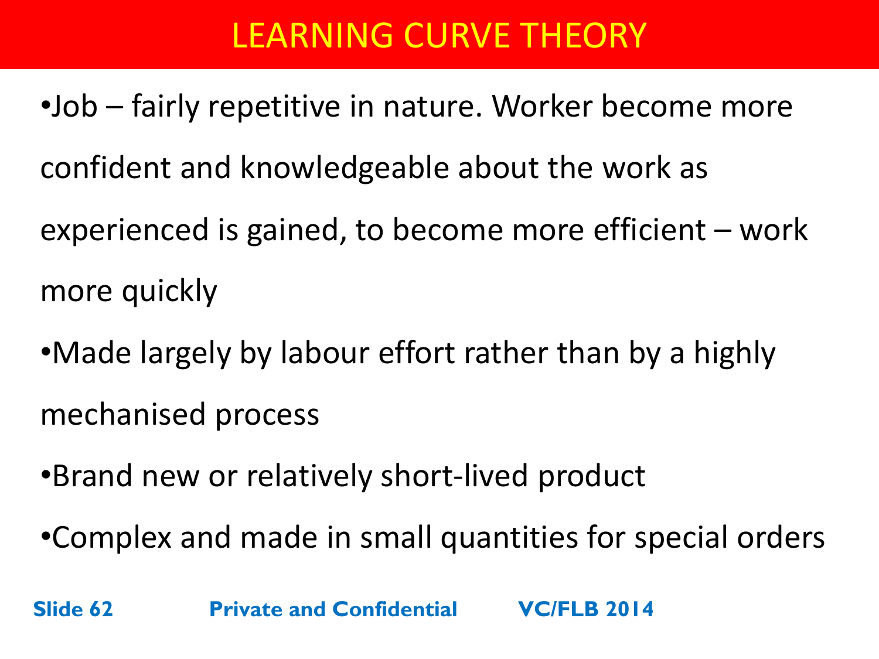# LEARNING CURVE THEORY

- Job – fairly repetitive in nature. Worker become more confident and knowledgeable about the work as experienced is gained, to become more efficient – work more quickly
- Made largely by labour effort rather than by a highly mechanised process
- Brand new or relatively short-lived product
- Complex and made in small quantities for special orders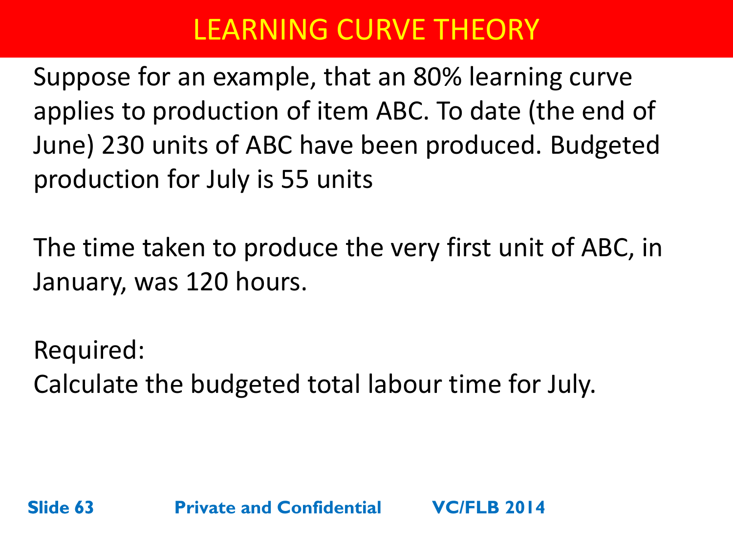# LEARNING CURVE THEORY

Suppose for an example, that an 80% learning curve applies to production of item ABC. To date (the end of June) 230 units of ABC have been produced. Budgeted production for July is 55 units

The time taken to produce the very first unit of ABC, in January, was 120 hours.

Required:
Calculate the budgeted total labour time for July.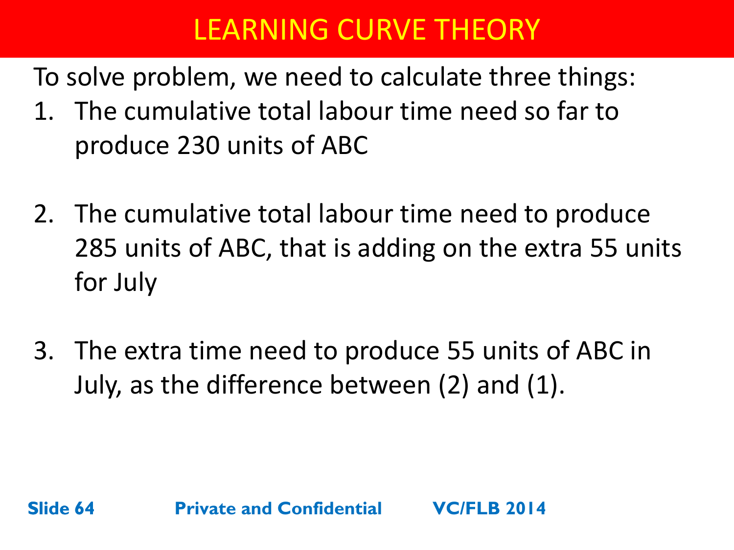# LEARNING CURVE THEORY

To solve problem, we need to calculate three things:

1. The cumulative total labour time need so far to produce 230 units of ABC

2. The cumulative total labour time need to produce 285 units of ABC, that is adding on the extra 55 units for July

3. The extra time need to produce 55 units of ABC in July, as the difference between (2) and (1).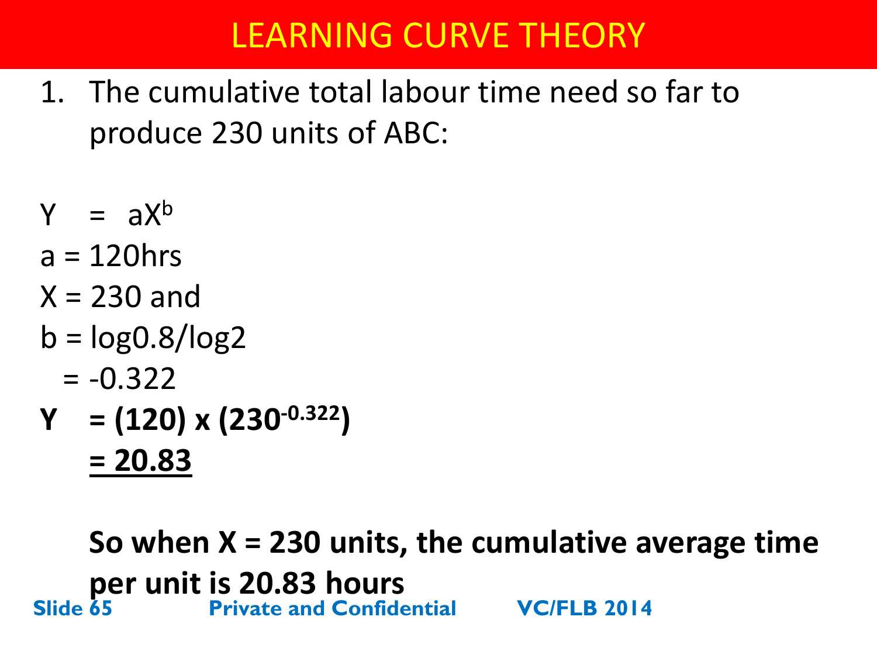# LEARNING CURVE THEORY

1. The cumulative total labour time need so far to produce 230 units of ABC:

$Y = aX^b$

$a = 120\text{hrs}$

$X = 230$ and

$b = \log 0.8/\log 2$

$= -0.322$

$\mathbf{Y = (120) \times (230^{-0.322})}$

$\underline{\mathbf{= 20.83}}$

**So when X = 230 units, the cumulative average time per unit is 20.83 hours**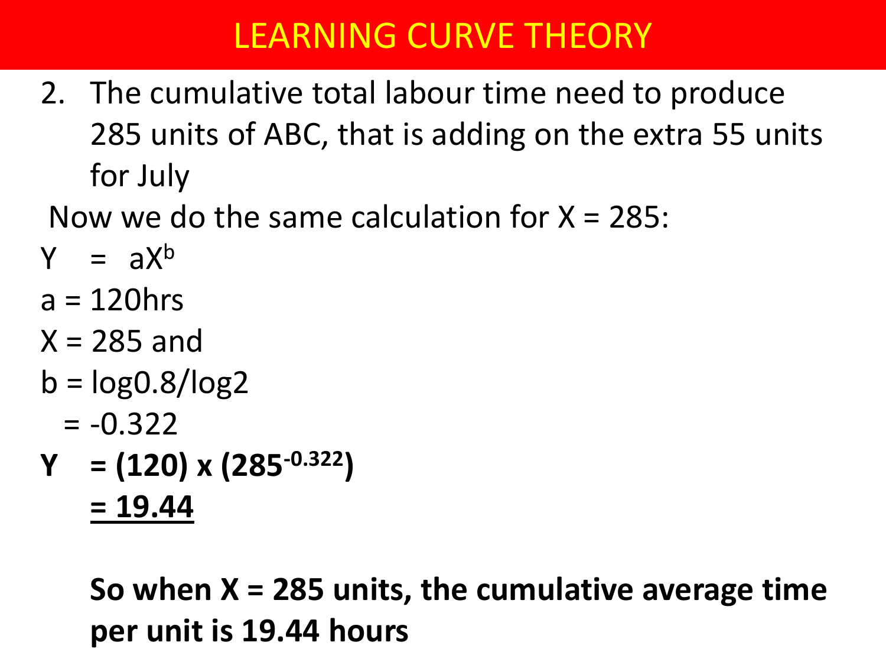# LEARNING CURVE THEORY

2. The cumulative total labour time need to produce 285 units of ABC, that is adding on the extra 55 units for July

Now we do the same calculation for $X = 285$:

$Y = aX^b$

$a = 120\text{hrs}$

$X = 285$ and

$b = \log 0.8/\log 2$

$= -0.322$

$$\mathbf{Y = (120) \times (285^{-0.322})}$$

$$\underline{\mathbf{= 19.44}}$$

**So when X = 285 units, the cumulative average time per unit is 19.44 hours**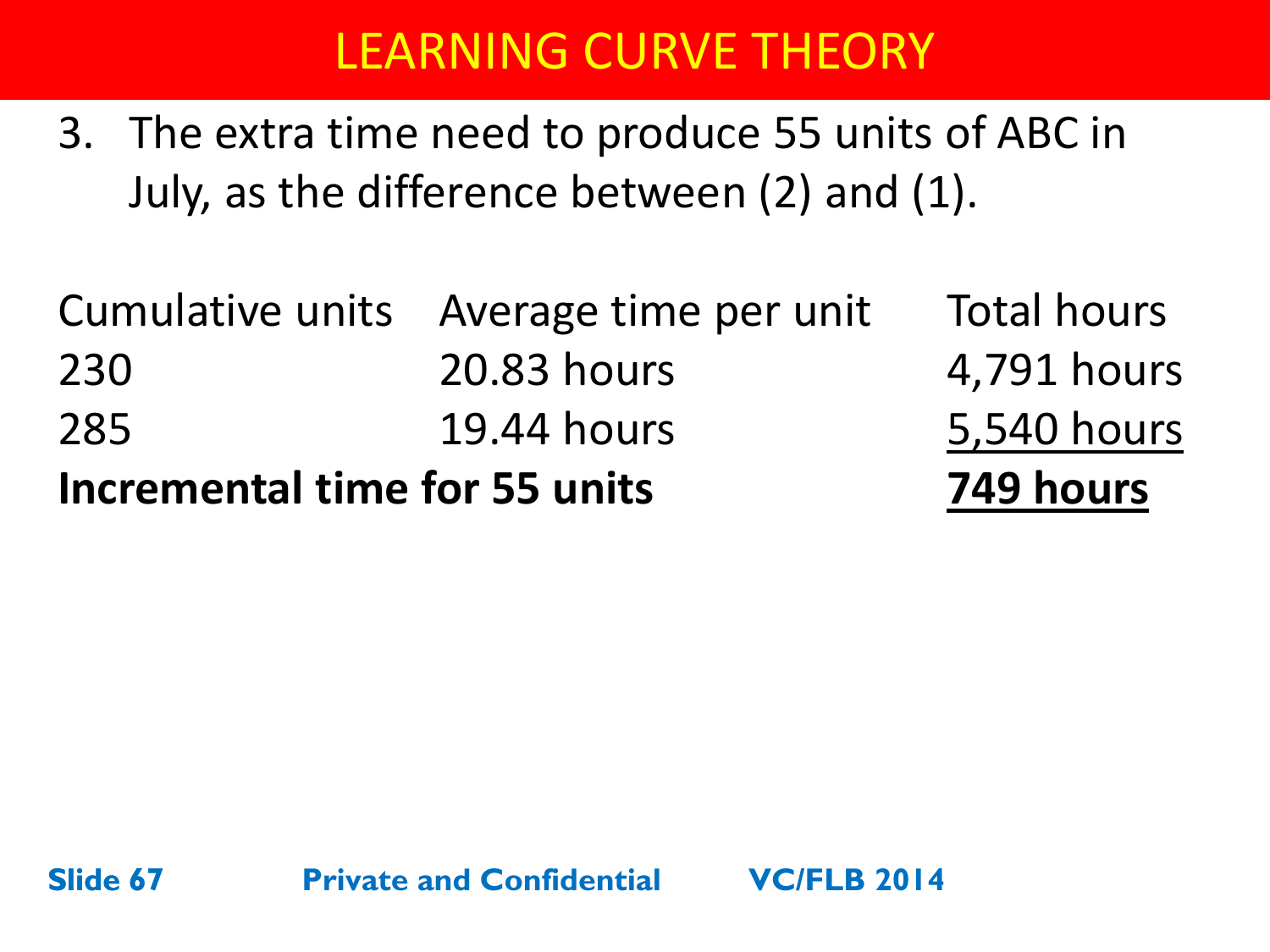# LEARNING CURVE THEORY

3. The extra time need to produce 55 units of ABC in July, as the difference between (2) and (1).

| Cumulative units | Average time per unit | Total hours |
|---|---|---|
| 230 | 20.83 hours | 4,791 hours |
| 285 | 19.44 hours | 5,540 hours |
| **Incremental time for 55 units** | | **749 hours** |